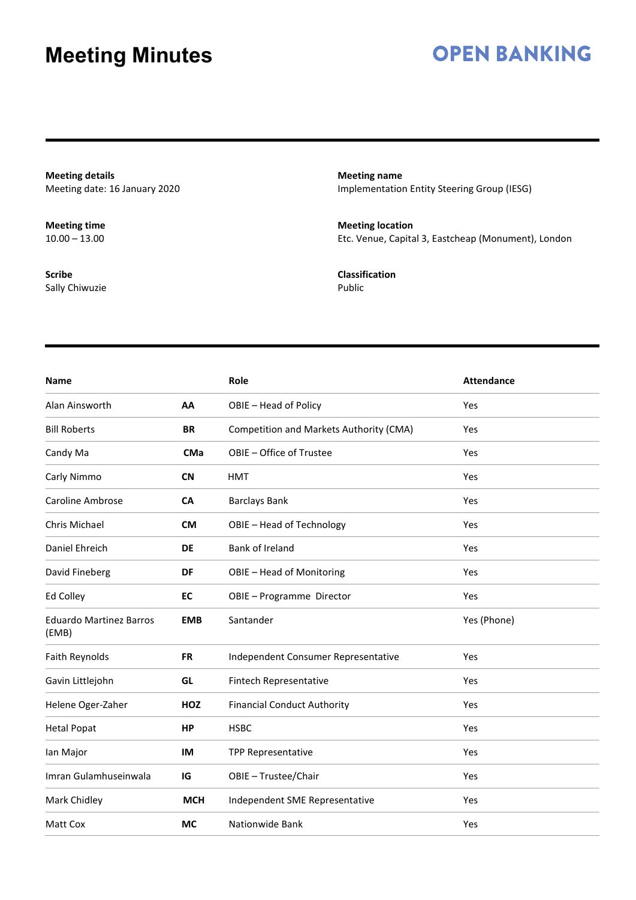# Meeting Minutes

**OPEN BANKING**

**Meeting details**
Meeting date: 16 January 2020

**Meeting name**
Implementation Entity Steering Group (IESG)

**Meeting time**
10.00 – 13.00

**Meeting location**
Etc. Venue, Capital 3, Eastcheap (Monument), London

**Scribe**
Sally Chiwuzie

**Classification**
Public

| Name | | Role | Attendance |
|---|---|---|---|
| Alan Ainsworth | **AA** | OBIE – Head of Policy | Yes |
| Bill Roberts | **BR** | Competition and Markets Authority (CMA) | Yes |
| Candy Ma | **CMa** | OBIE – Office of Trustee | Yes |
| Carly Nimmo | **CN** | HMT | Yes |
| Caroline Ambrose | **CA** | Barclays Bank | Yes |
| Chris Michael | **CM** | OBIE – Head of Technology | Yes |
| Daniel Ehreich | **DE** | Bank of Ireland | Yes |
| David Fineberg | **DF** | OBIE – Head of Monitoring | Yes |
| Ed Colley | **EC** | OBIE – Programme Director | Yes |
| Eduardo Martinez Barros (EMB) | **EMB** | Santander | Yes (Phone) |
| Faith Reynolds | **FR** | Independent Consumer Representative | Yes |
| Gavin Littlejohn | **GL** | Fintech Representative | Yes |
| Helene Oger-Zaher | **HOZ** | Financial Conduct Authority | Yes |
| Hetal Popat | **HP** | HSBC | Yes |
| Ian Major | **IM** | TPP Representative | Yes |
| Imran Gulamhuseinwala | **IG** | OBIE – Trustee/Chair | Yes |
| Mark Chidley | **MCH** | Independent SME Representative | Yes |
| Matt Cox | **MC** | Nationwide Bank | Yes |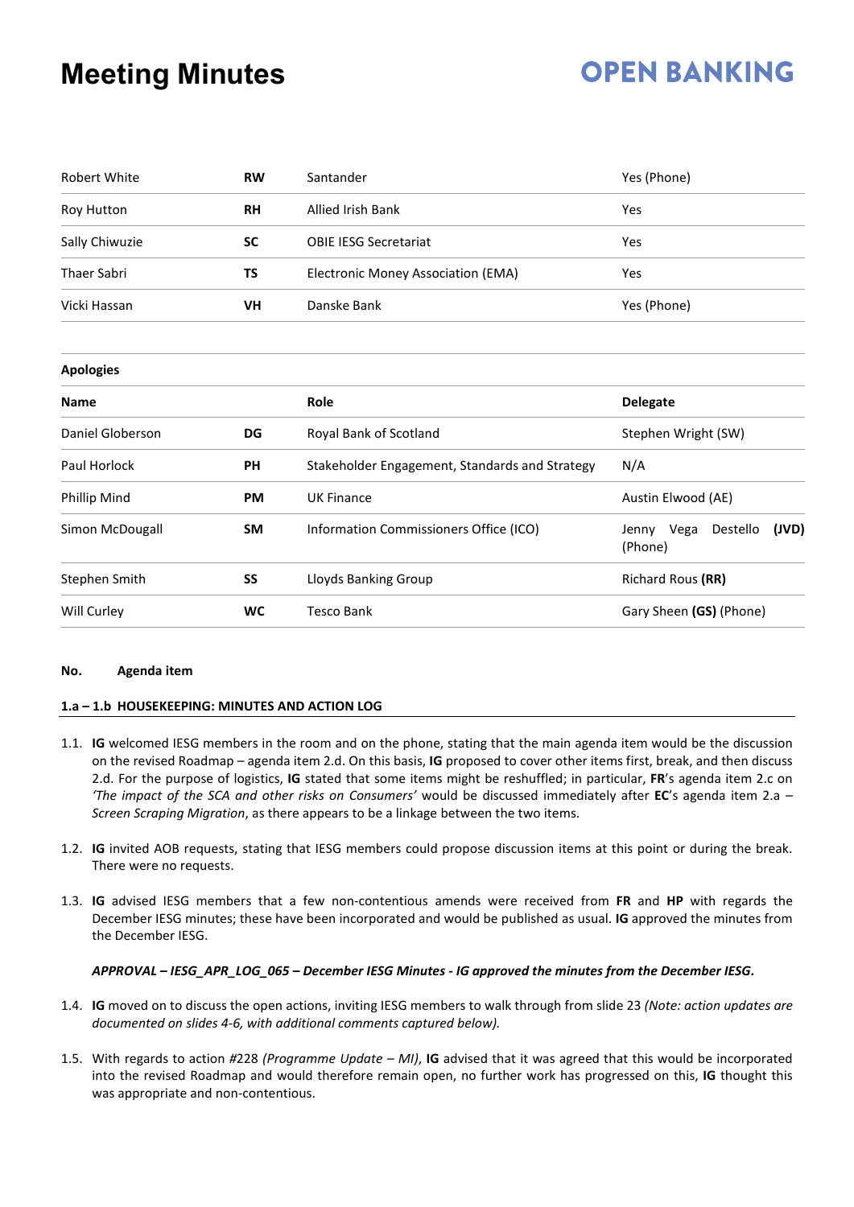| | | | |
|---|---|---|---|
| Robert White | **RW** | Santander | Yes (Phone) |
| Roy Hutton | **RH** | Allied Irish Bank | Yes |
| Sally Chiwuzie | **SC** | OBIE IESG Secretariat | Yes |
| Thaer Sabri | **TS** | Electronic Money Association (EMA) | Yes |
| Vicki Hassan | **VH** | Danske Bank | Yes (Phone) |

**Apologies**

| **Name** | | **Role** | **Delegate** |
|---|---|---|---|
| Daniel Globerson | **DG** | Royal Bank of Scotland | Stephen Wright (SW) |
| Paul Horlock | **PH** | Stakeholder Engagement, Standards and Strategy | N/A |
| Phillip Mind | **PM** | UK Finance | Austin Elwood (AE) |
| Simon McDougall | **SM** | Information Commissioners Office (ICO) | Jenny Vega Destello **(JVD)** (Phone) |
| Stephen Smith | **SS** | Lloyds Banking Group | Richard Rous **(RR)** |
| Will Curley | **WC** | Tesco Bank | Gary Sheen **(GS)** (Phone) |

**No. Agenda item**

**1.a – 1.b HOUSEKEEPING: MINUTES AND ACTION LOG**

1.1. **IG** welcomed IESG members in the room and on the phone, stating that the main agenda item would be the discussion on the revised Roadmap – agenda item 2.d. On this basis, **IG** proposed to cover other items first, break, and then discuss 2.d. For the purpose of logistics, **IG** stated that some items might be reshuffled; in particular, **FR**'s agenda item 2.c on *'The impact of the SCA and other risks on Consumers'* would be discussed immediately after **EC**'s agenda item 2.a – *Screen Scraping Migration*, as there appears to be a linkage between the two items.

1.2. **IG** invited AOB requests, stating that IESG members could propose discussion items at this point or during the break. There were no requests.

1.3. **IG** advised IESG members that a few non-contentious amends were received from **FR** and **HP** with regards the December IESG minutes; these have been incorporated and would be published as usual. **IG** approved the minutes from the December IESG.

***APPROVAL – IESG_APR_LOG_065 – December IESG Minutes - IG approved the minutes from the December IESG.***

1.4. **IG** moved on to discuss the open actions, inviting IESG members to walk through from slide 23 *(Note: action updates are documented on slides 4-6, with additional comments captured below).*

1.5. With regards to action #228 *(Programme Update – MI)*, **IG** advised that it was agreed that this would be incorporated into the revised Roadmap and would therefore remain open, no further work has progressed on this, **IG** thought this was appropriate and non-contentious.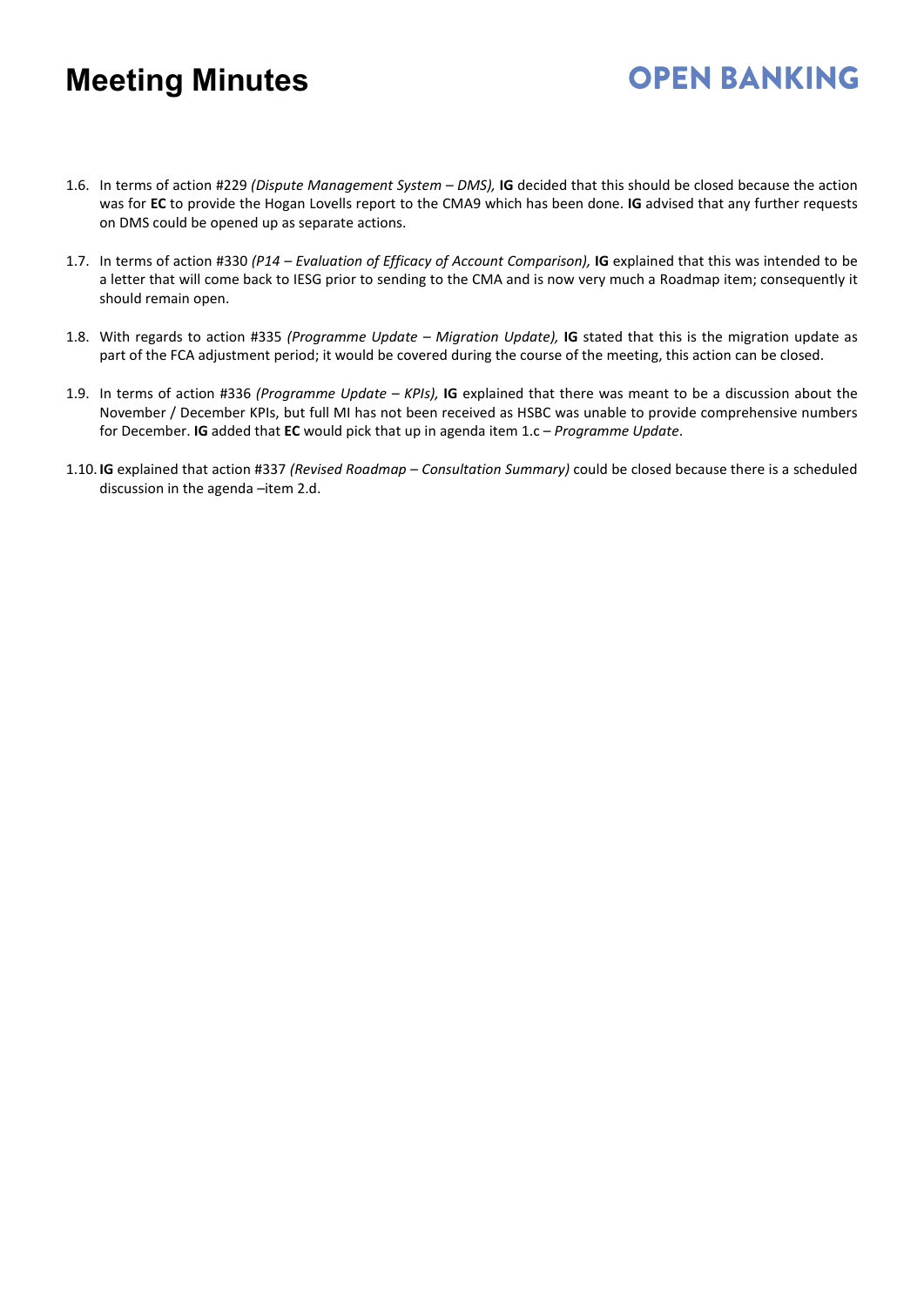1.6. In terms of action #229 *(Dispute Management System – DMS),* **IG** decided that this should be closed because the action was for **EC** to provide the Hogan Lovells report to the CMA9 which has been done. **IG** advised that any further requests on DMS could be opened up as separate actions.

1.7. In terms of action #330 *(P14 – Evaluation of Efficacy of Account Comparison),* **IG** explained that this was intended to be a letter that will come back to IESG prior to sending to the CMA and is now very much a Roadmap item; consequently it should remain open.

1.8. With regards to action #335 *(Programme Update – Migration Update),* **IG** stated that this is the migration update as part of the FCA adjustment period; it would be covered during the course of the meeting, this action can be closed.

1.9. In terms of action #336 *(Programme Update – KPIs),* **IG** explained that there was meant to be a discussion about the November / December KPIs, but full MI has not been received as HSBC was unable to provide comprehensive numbers for December. **IG** added that **EC** would pick that up in agenda item 1.c – *Programme Update*.

1.10. **IG** explained that action #337 *(Revised Roadmap – Consultation Summary)* could be closed because there is a scheduled discussion in the agenda –item 2.d.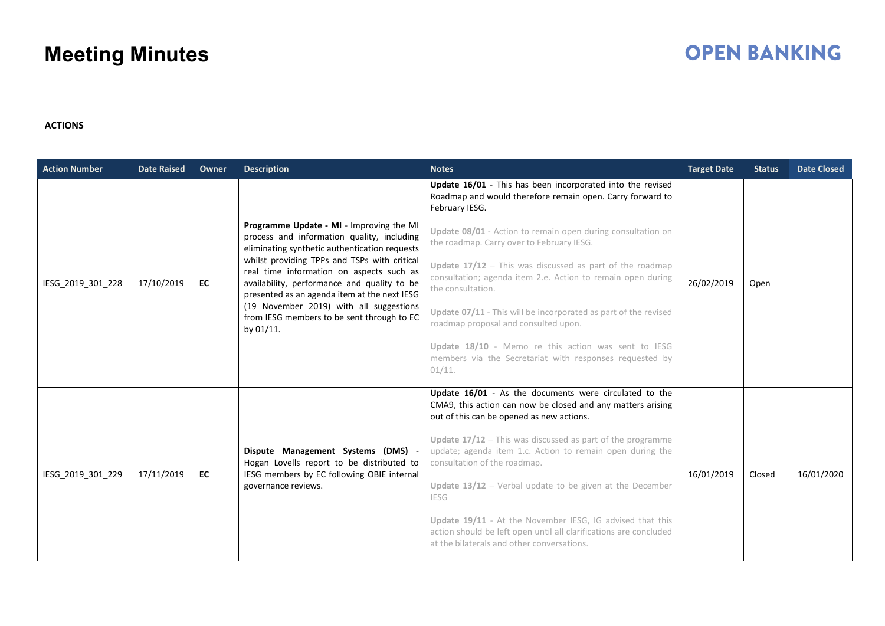# Meeting Minutes

**ACTIONS**

| Action Number | Date Raised | Owner | Description | Notes | Target Date | Status | Date Closed |
|---|---|---|---|---|---|---|---|
| IESG_2019_301_228 | 17/10/2019 | **EC** | **Programme Update - MI** - Improving the MI process and information quality, including eliminating synthetic authentication requests whilst providing TPPs and TSPs with critical real time information on aspects such as availability, performance and quality to be presented as an agenda item at the next IESG (19 November 2019) with all suggestions from IESG members to be sent through to EC by 01/11. | **Update 16/01** - This has been incorporated into the revised Roadmap and would therefore remain open. Carry forward to February IESG. <br><br> **Update 08/01** - Action to remain open during consultation on the roadmap. Carry over to February IESG. <br><br> **Update 17/12** – This was discussed as part of the roadmap consultation; agenda item 2.e. Action to remain open during the consultation. <br><br> **Update 07/11** - This will be incorporated as part of the revised roadmap proposal and consulted upon. <br><br> **Update 18/10** - Memo re this action was sent to IESG members via the Secretariat with responses requested by 01/11. | 26/02/2019 | Open | |
| IESG_2019_301_229 | 17/11/2019 | **EC** | **Dispute Management Systems (DMS)** - Hogan Lovells report to be distributed to IESG members by EC following OBIE internal governance reviews. | **Update 16/01** - As the documents were circulated to the CMA9, this action can now be closed and any matters arising out of this can be opened as new actions. <br><br> **Update 17/12** – This was discussed as part of the programme update; agenda item 1.c. Action to remain open during the consultation of the roadmap. <br><br> **Update 13/12** – Verbal update to be given at the December IESG <br><br> **Update 19/11** - At the November IESG, IG advised that this action should be left open until all clarifications are concluded at the bilaterals and other conversations. | 16/01/2019 | Closed | 16/01/2020 |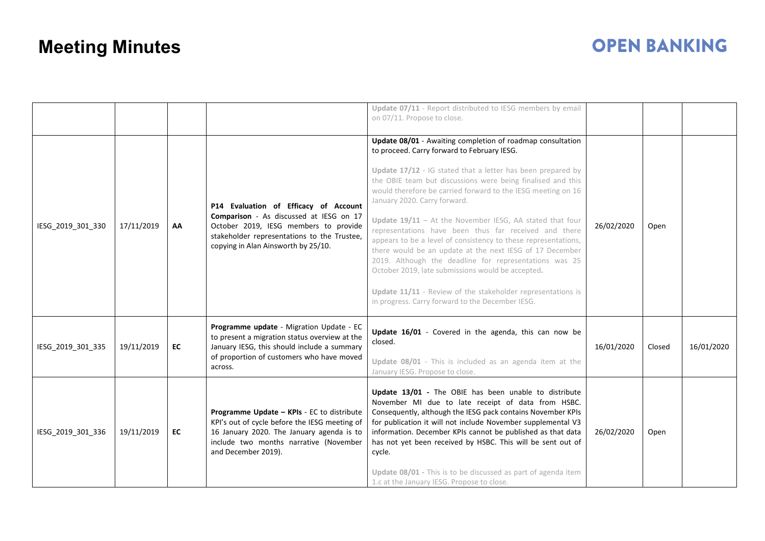# Meeting Minutes

| | | | | | | | |
|---|---|---|---|---|---|---|---|
| | | | | Update 07/11 - Report distributed to IESG members by email on 07/11. Propose to close. | | | |
| IESG_2019_301_330 | 17/11/2019 | **AA** | **P14 Evaluation of Efficacy of Account Comparison** - As discussed at IESG on 17 October 2019, IESG members to provide stakeholder representations to the Trustee, copying in Alan Ainsworth by 25/10. | **Update 08/01** - Awaiting completion of roadmap consultation to proceed. Carry forward to February IESG.<br><br>**Update 17/12** - IG stated that a letter has been prepared by the OBIE team but discussions were being finalised and this would therefore be carried forward to the IESG meeting on 16 January 2020. Carry forward.<br><br>**Update 19/11** – At the November IESG, AA stated that four representations have been thus far received and there appears to be a level of consistency to these representations, there would be an update at the next IESG of 17 December 2019. Although the deadline for representations was 25 October 2019, late submissions would be accepted.<br><br>**Update 11/11** - Review of the stakeholder representations is in progress. Carry forward to the December IESG. | 26/02/2020 | Open | |
| IESG_2019_301_335 | 19/11/2019 | **EC** | **Programme update** - Migration Update - EC to present a migration status overview at the January IESG, this should include a summary of proportion of customers who have moved across. | **Update 16/01** - Covered in the agenda, this can now be closed.<br><br>**Update 08/01** - This is included as an agenda item at the January IESG. Propose to close. | 16/01/2020 | Closed | 16/01/2020 |
| IESG_2019_301_336 | 19/11/2019 | **EC** | **Programme Update – KPIs** - EC to distribute KPI's out of cycle before the IESG meeting of 16 January 2020. The January agenda is to include two months narrative (November and December 2019). | **Update 13/01 -** The OBIE has been unable to distribute November MI due to late receipt of data from HSBC. Consequently, although the IESG pack contains November KPIs for publication it will not include November supplemental V3 information. December KPIs cannot be published as that data has not yet been received by HSBC. This will be sent out of cycle.<br><br>**Update 08/01 -** This is to be discussed as part of agenda item 1.c at the January IESG. Propose to close. | 26/02/2020 | Open | |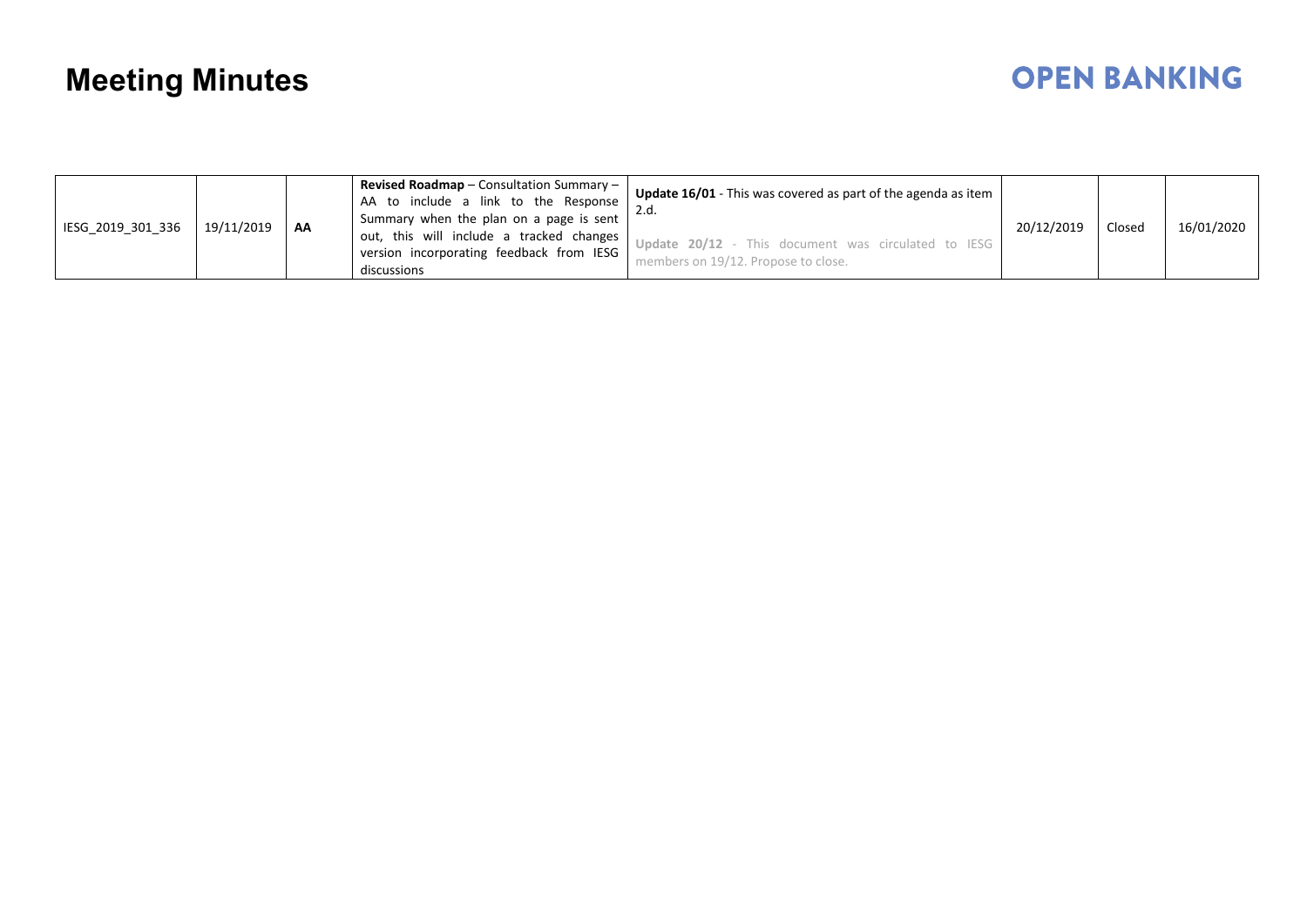# Meeting Minutes

| | | | | | | | |
|---|---|---|---|---|---|---|---|
| IESG_2019_301_336 | 19/11/2019 | **AA** | **Revised Roadmap** – Consultation Summary – AA to include a link to the Response Summary when the plan on a page is sent out, this will include a tracked changes version incorporating feedback from IESG discussions | **Update 16/01** - This was covered as part of the agenda as item 2.d.<br><br>**Update 20/12** - This document was circulated to IESG members on 19/12. Propose to close. | 20/12/2019 | Closed | 16/01/2020 |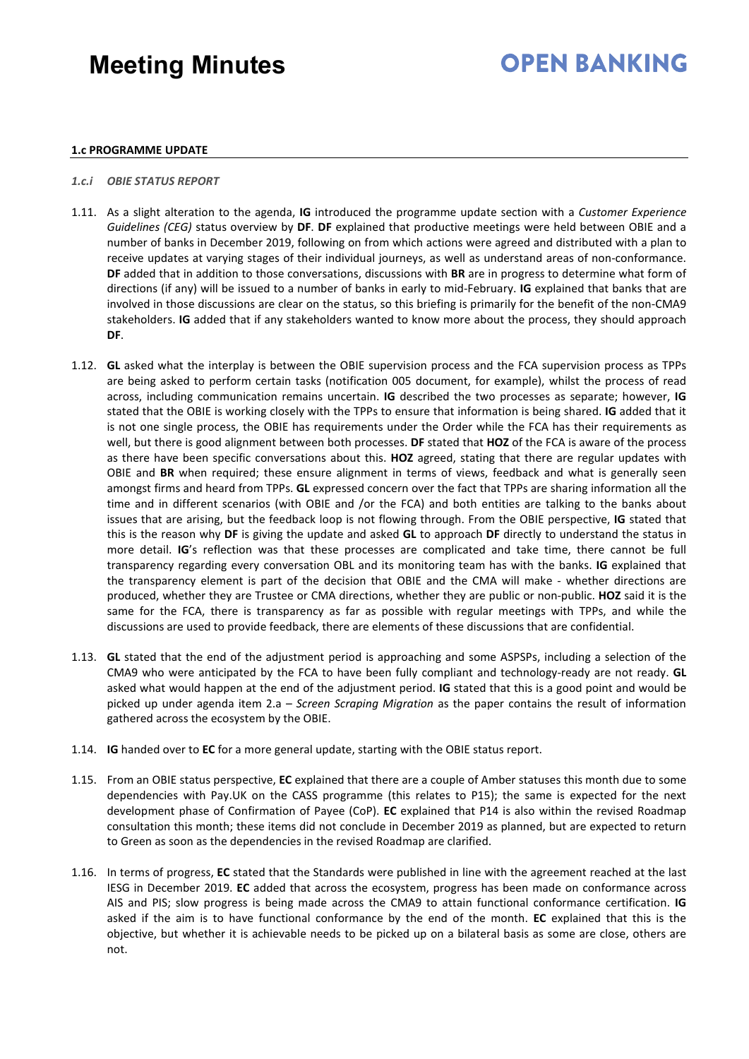**1.c PROGRAMME UPDATE**

*1.c.i OBIE STATUS REPORT*

1.11. As a slight alteration to the agenda, **IG** introduced the programme update section with a *Customer Experience Guidelines (CEG)* status overview by **DF**. **DF** explained that productive meetings were held between OBIE and a number of banks in December 2019, following on from which actions were agreed and distributed with a plan to receive updates at varying stages of their individual journeys, as well as understand areas of non-conformance. **DF** added that in addition to those conversations, discussions with **BR** are in progress to determine what form of directions (if any) will be issued to a number of banks in early to mid-February. **IG** explained that banks that are involved in those discussions are clear on the status, so this briefing is primarily for the benefit of the non-CMA9 stakeholders. **IG** added that if any stakeholders wanted to know more about the process, they should approach **DF**.

1.12. **GL** asked what the interplay is between the OBIE supervision process and the FCA supervision process as TPPs are being asked to perform certain tasks (notification 005 document, for example), whilst the process of read across, including communication remains uncertain. **IG** described the two processes as separate; however, **IG** stated that the OBIE is working closely with the TPPs to ensure that information is being shared. **IG** added that it is not one single process, the OBIE has requirements under the Order while the FCA has their requirements as well, but there is good alignment between both processes. **DF** stated that **HOZ** of the FCA is aware of the process as there have been specific conversations about this. **HOZ** agreed, stating that there are regular updates with OBIE and **BR** when required; these ensure alignment in terms of views, feedback and what is generally seen amongst firms and heard from TPPs. **GL** expressed concern over the fact that TPPs are sharing information all the time and in different scenarios (with OBIE and /or the FCA) and both entities are talking to the banks about issues that are arising, but the feedback loop is not flowing through. From the OBIE perspective, **IG** stated that this is the reason why **DF** is giving the update and asked **GL** to approach **DF** directly to understand the status in more detail. **IG**'s reflection was that these processes are complicated and take time, there cannot be full transparency regarding every conversation OBL and its monitoring team has with the banks. **IG** explained that the transparency element is part of the decision that OBIE and the CMA will make - whether directions are produced, whether they are Trustee or CMA directions, whether they are public or non-public. **HOZ** said it is the same for the FCA, there is transparency as far as possible with regular meetings with TPPs, and while the discussions are used to provide feedback, there are elements of these discussions that are confidential.

1.13. **GL** stated that the end of the adjustment period is approaching and some ASPSPs, including a selection of the CMA9 who were anticipated by the FCA to have been fully compliant and technology-ready are not ready. **GL** asked what would happen at the end of the adjustment period. **IG** stated that this is a good point and would be picked up under agenda item 2.a – *Screen Scraping Migration* as the paper contains the result of information gathered across the ecosystem by the OBIE.

1.14. **IG** handed over to **EC** for a more general update, starting with the OBIE status report.

1.15. From an OBIE status perspective, **EC** explained that there are a couple of Amber statuses this month due to some dependencies with Pay.UK on the CASS programme (this relates to P15); the same is expected for the next development phase of Confirmation of Payee (CoP). **EC** explained that P14 is also within the revised Roadmap consultation this month; these items did not conclude in December 2019 as planned, but are expected to return to Green as soon as the dependencies in the revised Roadmap are clarified.

1.16. In terms of progress, **EC** stated that the Standards were published in line with the agreement reached at the last IESG in December 2019. **EC** added that across the ecosystem, progress has been made on conformance across AIS and PIS; slow progress is being made across the CMA9 to attain functional conformance certification. **IG** asked if the aim is to have functional conformance by the end of the month. **EC** explained that this is the objective, but whether it is achievable needs to be picked up on a bilateral basis as some are close, others are not.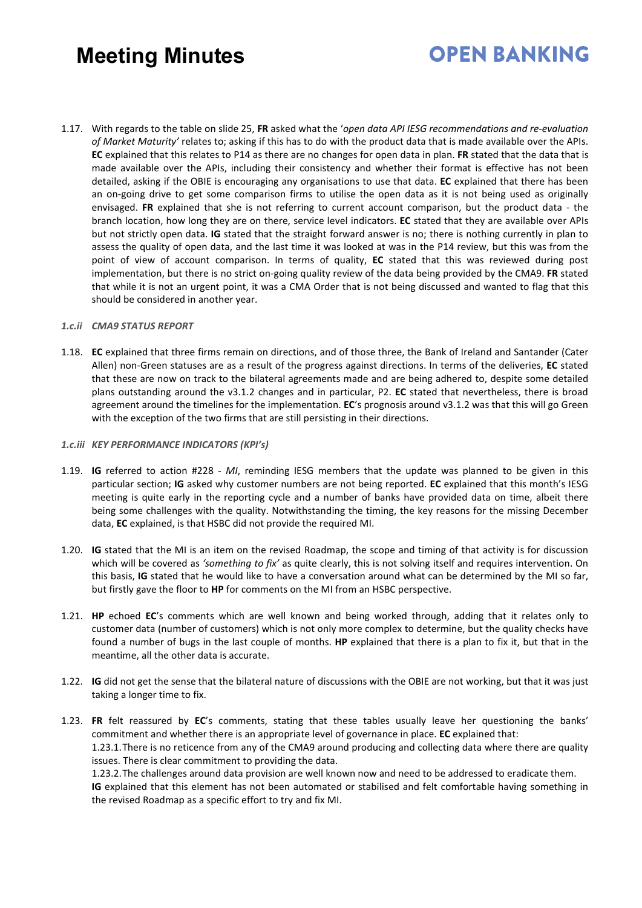1.17. With regards to the table on slide 25, **FR** asked what the '*open data API IESG recommendations and re-evaluation of Market Maturity'* relates to; asking if this has to do with the product data that is made available over the APIs. **EC** explained that this relates to P14 as there are no changes for open data in plan. **FR** stated that the data that is made available over the APIs, including their consistency and whether their format is effective has not been detailed, asking if the OBIE is encouraging any organisations to use that data. **EC** explained that there has been an on-going drive to get some comparison firms to utilise the open data as it is not being used as originally envisaged. **FR** explained that she is not referring to current account comparison, but the product data - the branch location, how long they are on there, service level indicators. **EC** stated that they are available over APIs but not strictly open data. **IG** stated that the straight forward answer is no; there is nothing currently in plan to assess the quality of open data, and the last time it was looked at was in the P14 review, but this was from the point of view of account comparison. In terms of quality, **EC** stated that this was reviewed during post implementation, but there is no on-going quality review of the data being provided by the CMA9. **FR** stated that while it is not an urgent point, it was a CMA Order that is not being discussed and wanted to flag that this should be considered in another year.

### *1.c.ii CMA9 STATUS REPORT*

1.18. **EC** explained that three firms remain on directions, and of those three, the Bank of Ireland and Santander (Cater Allen) non-Green statuses are as a result of the progress against directions. In terms of the deliveries, **EC** stated that these are now on track to the bilateral agreements made and are being adhered to, despite some detailed plans outstanding around the v3.1.2 changes and in particular, P2. **EC** stated that nevertheless, there is broad agreement around the timelines for the implementation. **EC**'s prognosis around v3.1.2 was that this will go Green with the exception of the two firms that are still persisting in their directions.

### *1.c.iii KEY PERFORMANCE INDICATORS (KPI's)*

1.19. **IG** referred to action #228 - *MI*, reminding IESG members that the update was planned to be given in this particular section; **IG** asked why customer numbers are not being reported. **EC** explained that this month's IESG meeting is quite early in the reporting cycle and a number of banks have provided data on time, albeit there being some challenges with the quality. Notwithstanding the timing, the key reasons for the missing December data, **EC** explained, is that HSBC did not provide the required MI.

1.20. **IG** stated that the MI is an item on the revised Roadmap, the scope and timing of that activity is for discussion which will be covered as *'something to fix'* as quite clearly, this is not solving itself and requires intervention. On this basis, **IG** stated that he would like to have a conversation around what can be determined by the MI so far, but firstly gave the floor to **HP** for comments on the MI from an HSBC perspective.

1.21. **HP** echoed **EC**'s comments which are well known and being worked through, adding that it relates only to customer data (number of customers) which is not only more complex to determine, but the quality checks have found a number of bugs in the last couple of months. **HP** explained that there is a plan to fix it, but that in the meantime, all the other data is accurate.

1.22. **IG** did not get the sense that the bilateral nature of discussions with the OBIE are not working, but that it was just taking a longer time to fix.

1.23. **FR** felt reassured by **EC**'s comments, stating that these tables usually leave her questioning the banks' commitment and whether there is an appropriate level of governance in place. **EC** explained that:

1.23.1. There is no reticence from any of the CMA9 around producing and collecting data where there are quality issues. There is clear commitment to providing the data.

1.23.2. The challenges around data provision are well known now and need to be addressed to eradicate them.

**IG** explained that this element has not been automated or stabilised and felt comfortable having something in the revised Roadmap as a specific effort to try and fix MI.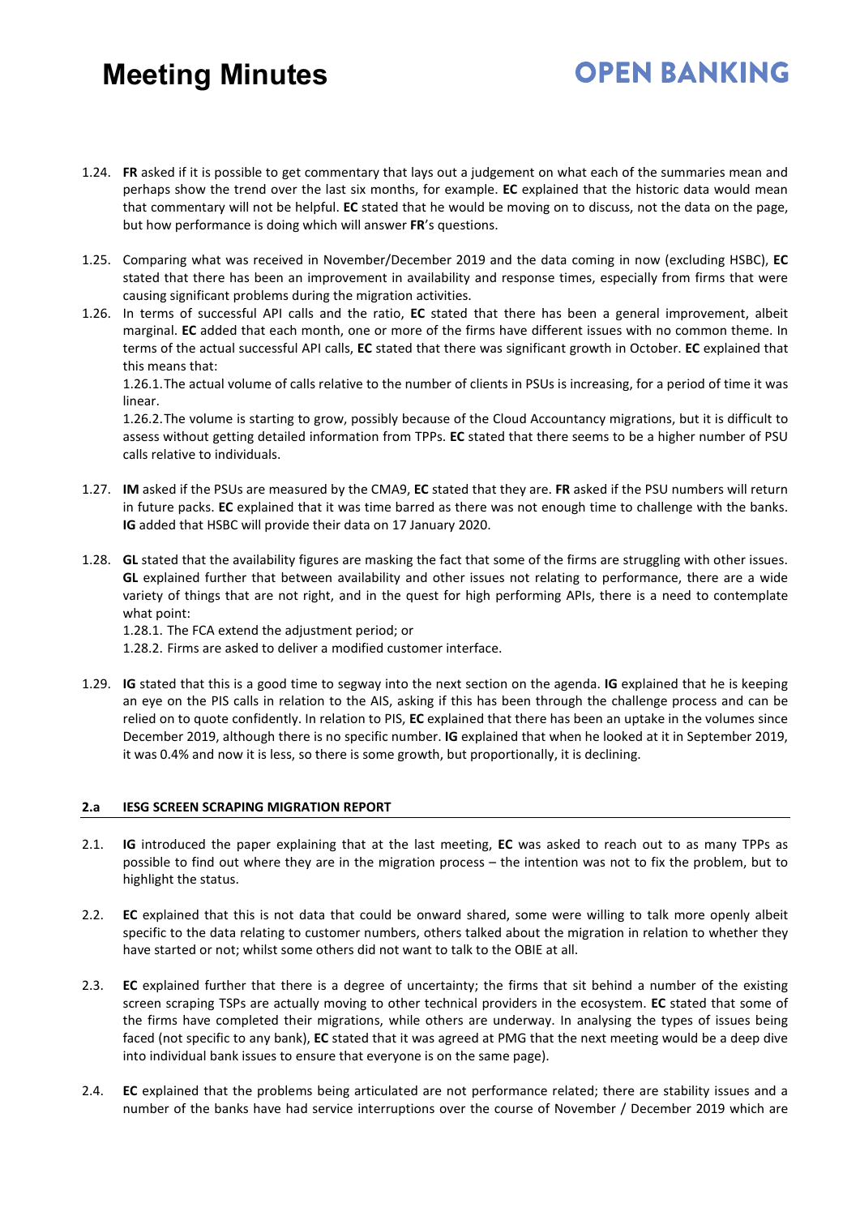1.24. **FR** asked if it is possible to get commentary that lays out a judgement on what each of the summaries mean and perhaps show the trend over the last six months, for example. **EC** explained that the historic data would mean that commentary will not be helpful. **EC** stated that he would be moving on to discuss, not the data on the page, but how performance is doing which will answer **FR**'s questions.

1.25. Comparing what was received in November/December 2019 and the data coming in now (excluding HSBC), **EC** stated that there has been an improvement in availability and response times, especially from firms that were causing significant problems during the migration activities.

1.26. In terms of successful API calls and the ratio, **EC** stated that there has been a general improvement, albeit marginal. **EC** added that each month, one or more of the firms have different issues with no common theme. In terms of the actual successful API calls, **EC** stated that there was significant growth in October. **EC** explained that this means that:

1.26.1. The actual volume of calls relative to the number of clients in PSUs is increasing, for a period of time it was linear.

1.26.2. The volume is starting to grow, possibly because of the Cloud Accountancy migrations, but it is difficult to assess without getting detailed information from TPPs. **EC** stated that there seems to be a higher number of PSU calls relative to individuals.

1.27. **IM** asked if the PSUs are measured by the CMA9, **EC** stated that they are. **FR** asked if the PSU numbers will return in future packs. **EC** explained that it was time barred as there was not enough time to challenge with the banks. **IG** added that HSBC will provide their data on 17 January 2020.

1.28. **GL** stated that the availability figures are masking the fact that some of the firms are struggling with other issues. **GL** explained further that between availability and other issues not relating to performance, there are a wide variety of things that are not right, and in the quest for high performing APIs, there is a need to contemplate what point:

1.28.1. The FCA extend the adjustment period; or

1.28.2. Firms are asked to deliver a modified customer interface.

1.29. **IG** stated that this is a good time to segway into the next section on the agenda. **IG** explained that he is keeping an eye on the PIS calls in relation to the AIS, asking if this has been through the challenge process and can be relied on to quote confidently. In relation to PIS, **EC** explained that there has been an uptake in the volumes since December 2019, although there is no specific number. **IG** explained that when he looked at it in September 2019, it was 0.4% and now it is less, so there is some growth, but proportionally, it is declining.

## 2.a IESG SCREEN SCRAPING MIGRATION REPORT

2.1. **IG** introduced the paper explaining that at the last meeting, **EC** was asked to reach out to as many TPPs as possible to find out where they are in the migration process – the intention was not to fix the problem, but to highlight the status.

2.2. **EC** explained that this is not data that could be onward shared, some were willing to talk more openly albeit specific to the data relating to customer numbers, others talked about the migration in relation to whether they have started or not; whilst some others did not want to talk to the OBIE at all.

2.3. **EC** explained further that there is a degree of uncertainty; the firms that sit behind a number of the existing screen scraping TSPs are actually moving to other technical providers in the ecosystem. **EC** stated that some of the firms have completed their migrations, while others are underway. In analysing the types of issues being faced (not specific to any bank), **EC** stated that it was agreed at PMG that the next meeting would be a deep dive into individual bank issues to ensure that everyone is on the same page).

2.4. **EC** explained that the problems being articulated are not performance related; there are stability issues and a number of the banks have had service interruptions over the course of November / December 2019 which are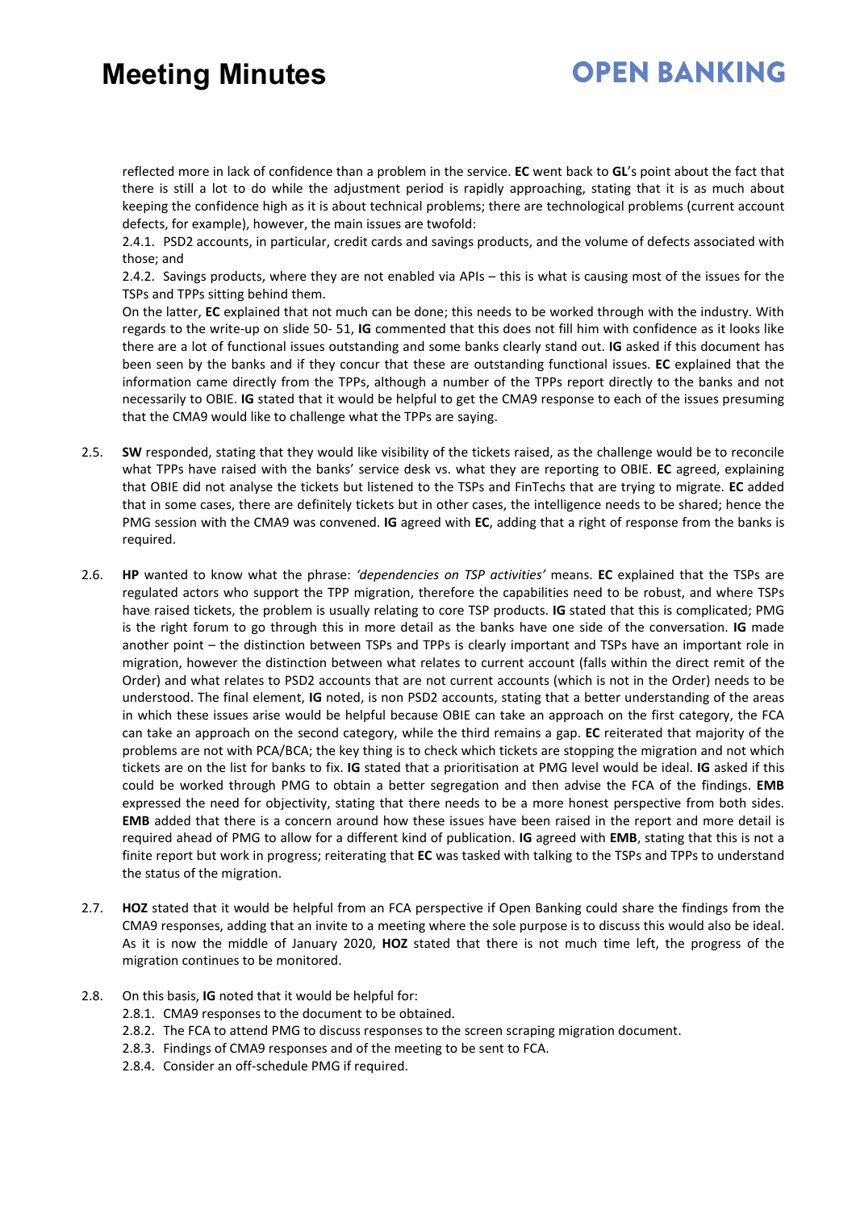reflected more in lack of confidence than a problem in the service. **EC** went back to **GL**'s point about the fact that there is still a lot to do while the adjustment period is rapidly approaching, stating that it is as much about keeping the confidence high as it is about technical problems; there are technological problems (current account defects, for example), however, the main issues are twofold:

2.4.1. PSD2 accounts, in particular, credit cards and savings products, and the volume of defects associated with those; and

2.4.2. Savings products, where they are not enabled via APIs – this is what is causing most of the issues for the TSPs and TPPs sitting behind them.

On the latter, **EC** explained that not much can be done; this needs to be worked through with the industry. With regards to the write-up on slide 50- 51, **IG** commented that this does not fill him with confidence as it looks like there are a lot of functional issues outstanding and some banks clearly stand out. **IG** asked if this document has been seen by the banks and if they concur that these are outstanding functional issues. **EC** explained that the information came directly from the TPPs, although a number of the TPPs report directly to the banks and not necessarily to OBIE. **IG** stated that it would be helpful to get the CMA9 response to each of the issues presuming that the CMA9 would like to challenge what the TPPs are saying.

2.5. **SW** responded, stating that they would like visibility of the tickets raised, as the challenge would be to reconcile what TPPs have raised with the banks' service desk vs. what they are reporting to OBIE. **EC** agreed, explaining that OBIE did not analyse the tickets but listened to the TSPs and FinTechs that are trying to migrate. **EC** added that in some cases, there are definitely tickets but in other cases, the intelligence needs to be shared; hence the PMG session with the CMA9 was convened. **IG** agreed with **EC**, adding that a right of response from the banks is required.

2.6. **HP** wanted to know what the phrase: *'dependencies on TSP activities'* means. **EC** explained that the TSPs are regulated actors who support the TPP migration, therefore the capabilities need to be robust, and where TSPs have raised tickets, the problem is usually relating to core TSP products. **IG** stated that this is complicated; PMG is the right forum to go through this in more detail as the banks have one side of the conversation. **IG** made another point – the distinction between TSPs and TPPs is clearly important and TSPs have an important role in migration, however the distinction between what relates to current account (falls within the direct remit of the Order) and what relates to PSD2 accounts that are not current accounts (which is not in the Order) needs to be understood. The final element, **IG** noted, is non PSD2 accounts, stating that a better understanding of the areas in which these issues arise would be helpful because OBIE can take an approach on the first category, the FCA can take an approach on the second category, while the third remains a gap. **EC** reiterated that majority of the problems are not with PCA/BCA; the key thing is to check which tickets are stopping the migration and not which tickets are on the list for banks to fix. **IG** stated that a prioritisation at PMG level would be ideal. **IG** asked if this could be worked through PMG to obtain a better segregation and then advise the FCA of the findings. **EMB** expressed the need for objectivity, stating that there needs to be a more honest perspective from both sides. **EMB** added that there is a concern around how these issues have been raised in the report and more detail is required ahead of PMG to allow for a different kind of publication. **IG** agreed with **EMB**, stating that this is not a finite report but work in progress; reiterating that **EC** was tasked with talking to the TSPs and TPPs to understand the status of the migration.

2.7. **HOZ** stated that it would be helpful from an FCA perspective if Open Banking could share the findings from the CMA9 responses, adding that an invite to a meeting where the sole purpose is to discuss this would also be ideal. As it is now the middle of January 2020, **HOZ** stated that there is not much time left, the progress of the migration continues to be monitored.

2.8. On this basis, **IG** noted that it would be helpful for:

2.8.1. CMA9 responses to the document to be obtained.

2.8.2. The FCA to attend PMG to discuss responses to the screen scraping migration document.

2.8.3. Findings of CMA9 responses and of the meeting to be sent to FCA.

2.8.4. Consider an off-schedule PMG if required.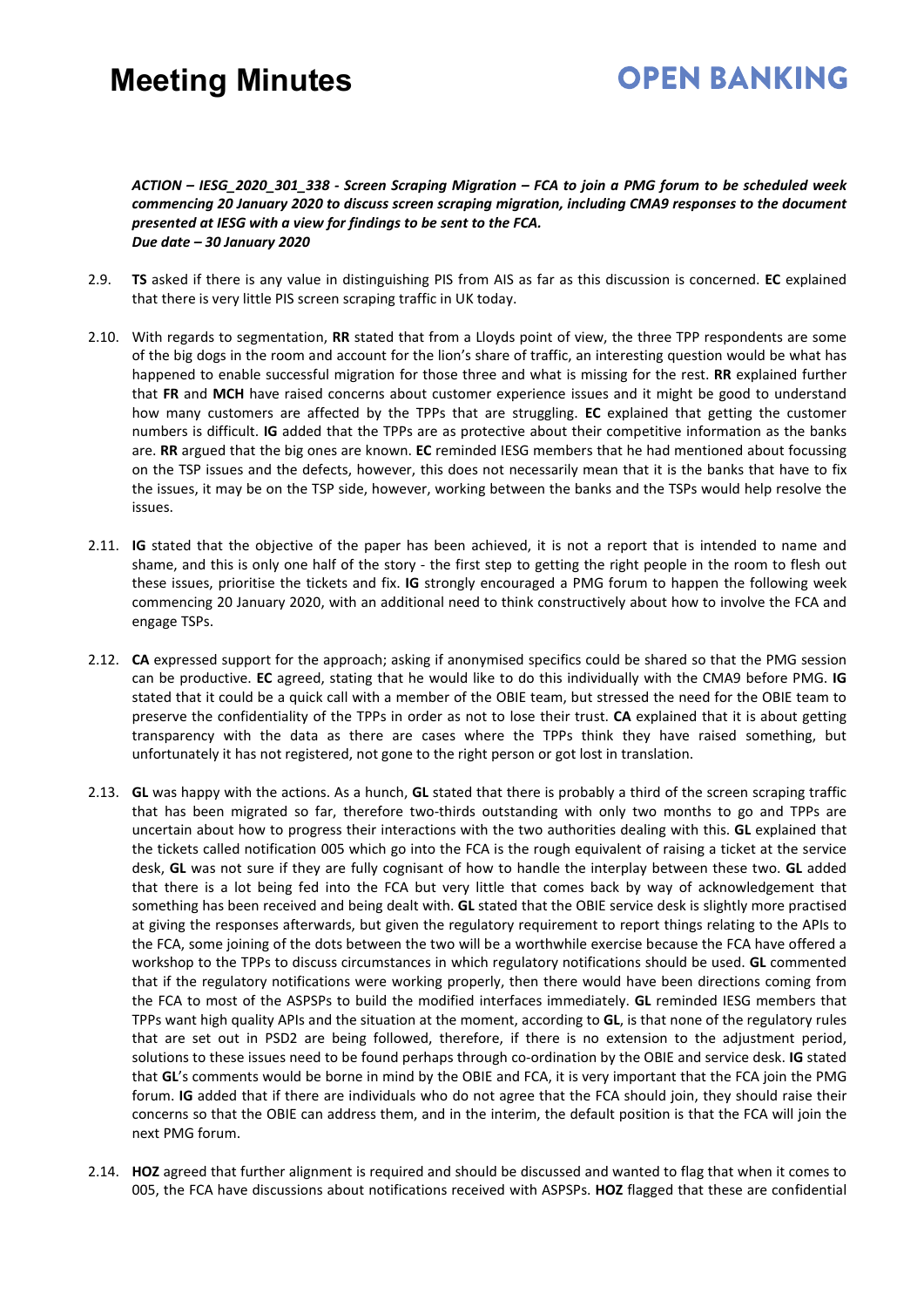***ACTION – IESG_2020_301_338 - Screen Scraping Migration – FCA to join a PMG forum to be scheduled week commencing 20 January 2020 to discuss screen scraping migration, including CMA9 responses to the document presented at IESG with a view for findings to be sent to the FCA.***
***Due date – 30 January 2020***

2.9. **TS** asked if there is any value in distinguishing PIS from AIS as far as this discussion is concerned. **EC** explained that there is very little PIS screen scraping traffic in UK today.

2.10. With regards to segmentation, **RR** stated that from a Lloyds point of view, the three TPP respondents are some of the big dogs in the room and account for the lion's share of traffic, an interesting question would be what has happened to enable successful migration for those three and what is missing for the rest. **RR** explained further that **FR** and **MCH** have raised concerns about customer experience issues and it might be good to understand how many customers are affected by the TPPs that are struggling. **EC** explained that getting the customer numbers is difficult. **IG** added that the TPPs are as protective about their competitive information as the banks are. **RR** argued that the big ones are known. **EC** reminded IESG members that he had mentioned about focussing on the TSP issues and the defects, however, this does not necessarily mean that it is the banks that have to fix the issues, it may be on the TSP side, however, working between the banks and the TSPs would help resolve the issues.

2.11. **IG** stated that the objective of the paper has been achieved, it is not a report that is intended to name and shame, and this is only one half of the story - the first step to getting the right people in the room to flesh out these issues, prioritise the tickets and fix. **IG** strongly encouraged a PMG forum to happen the following week commencing 20 January 2020, with an additional need to think constructively about how to involve the FCA and engage TSPs.

2.12. **CA** expressed support for the approach; asking if anonymised specifics could be shared so that the PMG session can be productive. **EC** agreed, stating that he would like to do this individually with the CMA9 before PMG. **IG** stated that it could be a quick call with a member of the OBIE team, but stressed the need for the OBIE team to preserve the confidentiality of the TPPs in order as not to lose their trust. **CA** explained that it is about getting transparency with the data as there are cases where the TPPs think they have raised something, but unfortunately it has not registered, not gone to the right person or got lost in translation.

2.13. **GL** was happy with the actions. As a hunch, **GL** stated that there is probably a third of the screen scraping traffic that has been migrated so far, therefore two-thirds outstanding with only two months to go and TPPs are uncertain about how to progress their interactions with the two authorities dealing with this. **GL** explained that the tickets called notification 005 which go into the FCA is the rough equivalent of raising a ticket at the service desk, **GL** was not sure if they are fully cognisant of how to handle the interplay between these two. **GL** added that there is a lot being fed into the FCA but very little that comes back by way of acknowledgement that something has been received and being dealt with. **GL** stated that the OBIE service desk is slightly more practised at giving the responses afterwards, but given the regulatory requirement to report things relating to the APIs to the FCA, some joining of the dots between the two will be a worthwhile exercise because the FCA have offered a workshop to the TPPs to discuss circumstances in which regulatory notifications should be used. **GL** commented that if the regulatory notifications were working properly, then there would have been directions coming from the FCA to most of the ASPSPs to build the modified interfaces immediately. **GL** reminded IESG members that TPPs want high quality APIs and the situation at the moment, according to **GL**, is that none of the regulatory rules that are set out in PSD2 are being followed, therefore, if there is no extension to the adjustment period, solutions to these issues need to be found perhaps through co-ordination by the OBIE and service desk. **IG** stated that **GL**'s comments would be borne in mind by the OBIE and FCA, it is very important that the FCA join the PMG forum. **IG** added that if there are individuals who do not agree that the FCA should join, they should raise their concerns so that the OBIE can address them, and in the interim, the default position is that the FCA will join the next PMG forum.

2.14. **HOZ** agreed that further alignment is required and should be discussed and wanted to flag that when it comes to 005, the FCA have discussions about notifications received with ASPSPs. **HOZ** flagged that these are confidential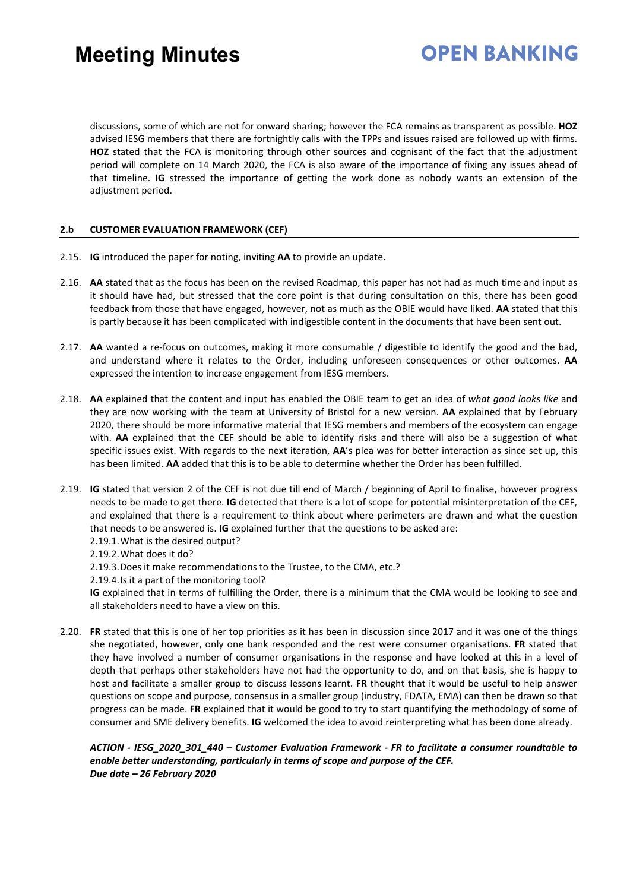discussions, some of which are not for onward sharing; however the FCA remains as transparent as possible. **HOZ** advised IESG members that there are fortnightly calls with the TPPs and issues raised are followed up with firms. **HOZ** stated that the FCA is monitoring through other sources and cognisant of the fact that the adjustment period will complete on 14 March 2020, the FCA is also aware of the importance of fixing any issues ahead of that timeline. **IG** stressed the importance of getting the work done as nobody wants an extension of the adjustment period.

### 2.b CUSTOMER EVALUATION FRAMEWORK (CEF)

2.15. **IG** introduced the paper for noting, inviting **AA** to provide an update.

2.16. **AA** stated that as the focus has been on the revised Roadmap, this paper has not had as much time and input as it should have had, but stressed that the core point is that during consultation on this, there has been good feedback from those that have engaged, however, not as much as the OBIE would have liked. **AA** stated that this is partly because it has been complicated with indigestible content in the documents that have been sent out.

2.17. **AA** wanted a re-focus on outcomes, making it more consumable / digestible to identify the good and the bad, and understand where it relates to the Order, including unforeseen consequences or other outcomes. **AA** expressed the intention to increase engagement from IESG members.

2.18. **AA** explained that the content and input has enabled the OBIE team to get an idea of *what good looks like* and they are now working with the team at University of Bristol for a new version. **AA** explained that by February 2020, there should be more informative material that IESG members and members of the ecosystem can engage with. **AA** explained that the CEF should be able to identify risks and there will also be a suggestion of what specific issues exist. With regards to the next iteration, **AA**'s plea was for better interaction as since set up, this has been limited. **AA** added that this is to be able to determine whether the Order has been fulfilled.

2.19. **IG** stated that version 2 of the CEF is not due till end of March / beginning of April to finalise, however progress needs to be made to get there. **IG** detected that there is a lot of scope for potential misinterpretation of the CEF, and explained that there is a requirement to think about where perimeters are drawn and what the question that needs to be answered is. **IG** explained further that the questions to be asked are:

2.19.1. What is the desired output?
2.19.2. What does it do?
2.19.3. Does it make recommendations to the Trustee, to the CMA, etc.?
2.19.4. Is it a part of the monitoring tool?

**IG** explained that in terms of fulfilling the Order, there is a minimum that the CMA would be looking to see and all stakeholders need to have a view on this.

2.20. **FR** stated that this is one of her top priorities as it has been in discussion since 2017 and it was one of the things she negotiated, however, only one bank responded and the rest were consumer organisations. **FR** stated that they have involved a number of consumer organisations in the response and have looked at this in a level of depth that perhaps other stakeholders have not had the opportunity to do, and on that basis, she is happy to host and facilitate a smaller group to discuss lessons learnt. **FR** thought that it would be useful to help answer questions on scope and purpose, consensus in a smaller group (industry, FDATA, EMA) can then be drawn so that progress can be made. **FR** explained that it would be good to try to start quantifying the methodology of some of consumer and SME delivery benefits. **IG** welcomed the idea to avoid reinterpreting what has been done already.

***ACTION - IESG_2020_301_440 – Customer Evaluation Framework - FR to facilitate a consumer roundtable to enable better understanding, particularly in terms of scope and purpose of the CEF.***
***Due date – 26 February 2020***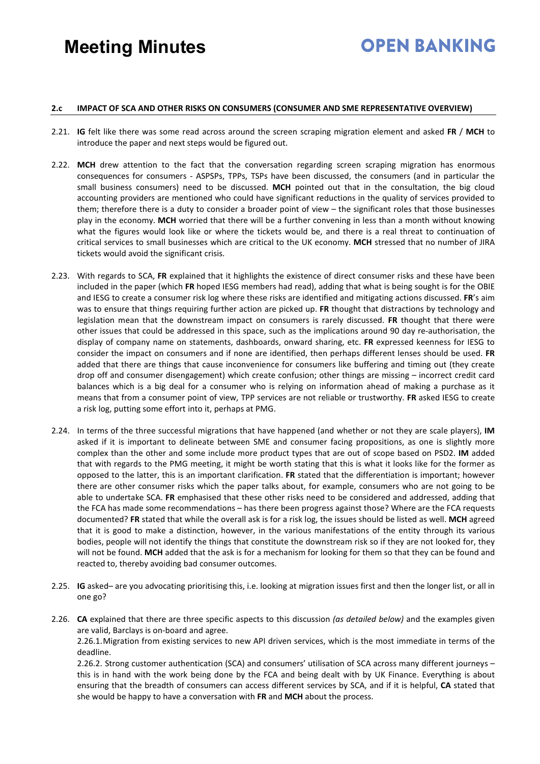#### 2.c IMPACT OF SCA AND OTHER RISKS ON CONSUMERS (CONSUMER AND SME REPRESENTATIVE OVERVIEW)

2.21. **IG** felt like there was some read across around the screen scraping migration element and asked **FR** / **MCH** to introduce the paper and next steps would be figured out.

2.22. **MCH** drew attention to the fact that the conversation regarding screen scraping migration has enormous consequences for consumers - ASPSPs, TPPs, TSPs have been discussed, the consumers (and in particular the small business consumers) need to be discussed. **MCH** pointed out that in the consultation, the big cloud accounting providers are mentioned who could have significant reductions in the quality of services provided to them; therefore there is a duty to consider a broader point of view – the significant roles that those businesses play in the economy. **MCH** worried that there will be a further convening in less than a month without knowing what the figures would look like or where the tickets would be, and there is a real threat to continuation of critical services to small businesses which are critical to the UK economy. **MCH** stressed that no number of JIRA tickets would avoid the significant crisis.

2.23. With regards to SCA, **FR** explained that it highlights the existence of direct consumer risks and these have been included in the paper (which **FR** hoped IESG members had read), adding that what is being sought is for the OBIE and IESG to create a consumer risk log where these risks are identified and mitigating actions discussed. **FR**'s aim was to ensure that things requiring further action are picked up. **FR** thought that distractions by technology and legislation mean that the downstream impact on consumers is rarely discussed. **FR** thought that there were other issues that could be addressed in this space, such as the implications around 90 day re-authorisation, the display of company name on statements, dashboards, onward sharing, etc. **FR** expressed keenness for IESG to consider the impact on consumers and if none are identified, then perhaps different lenses should be used. **FR** added that there are things that cause inconvenience for consumers like buffering and timing out (they create drop off and consumer disengagement) which create confusion; other things are missing – incorrect credit card balances which is a big deal for a consumer who is relying on information ahead of making a purchase as it means that from a consumer point of view, TPP services are not reliable or trustworthy. **FR** asked IESG to create a risk log, putting some effort into it, perhaps at PMG.

2.24. In terms of the three successful migrations that have happened (and whether or not they are scale players), **IM** asked if it is important to delineate between SME and consumer facing propositions, as one is slightly more complex than the other and some include more product types that are out of scope based on PSD2. **IM** added that with regards to the PMG meeting, it might be worth stating that this is what it looks like for the former as opposed to the latter, this is an important clarification. **FR** stated that the differentiation is important; however there are other consumer risks which the paper talks about, for example, consumers who are not going to be able to undertake SCA. **FR** emphasised that these other risks need to be considered and addressed, adding that the FCA has made some recommendations – has there been progress against those? Where are the FCA requests documented? **FR** stated that while the overall ask is for a risk log, the issues should be listed as well. **MCH** agreed that it is good to make a distinction, however, in the various manifestations of the entity through its various bodies, people will not identify the things that constitute the downstream risk so if they are not looked for, they will not be found. **MCH** added that the ask is for a mechanism for looking for them so that they can be found and reacted to, thereby avoiding bad consumer outcomes.

2.25. **IG** asked– are you advocating prioritising this, i.e. looking at migration issues first and then the longer list, or all in one go?

2.26. **CA** explained that there are three specific aspects to this discussion *(as detailed below)* and the examples given are valid, Barclays is on-board and agree.

2.26.1. Migration from existing services to new API driven services, which is the most immediate in terms of the deadline.

2.26.2. Strong customer authentication (SCA) and consumers' utilisation of SCA across many different journeys – this is in hand with the work being done by the FCA and being dealt with by UK Finance. Everything is about ensuring that the breadth of consumers can access different services by SCA, and if it is helpful, **CA** stated that she would be happy to have a conversation with **FR** and **MCH** about the process.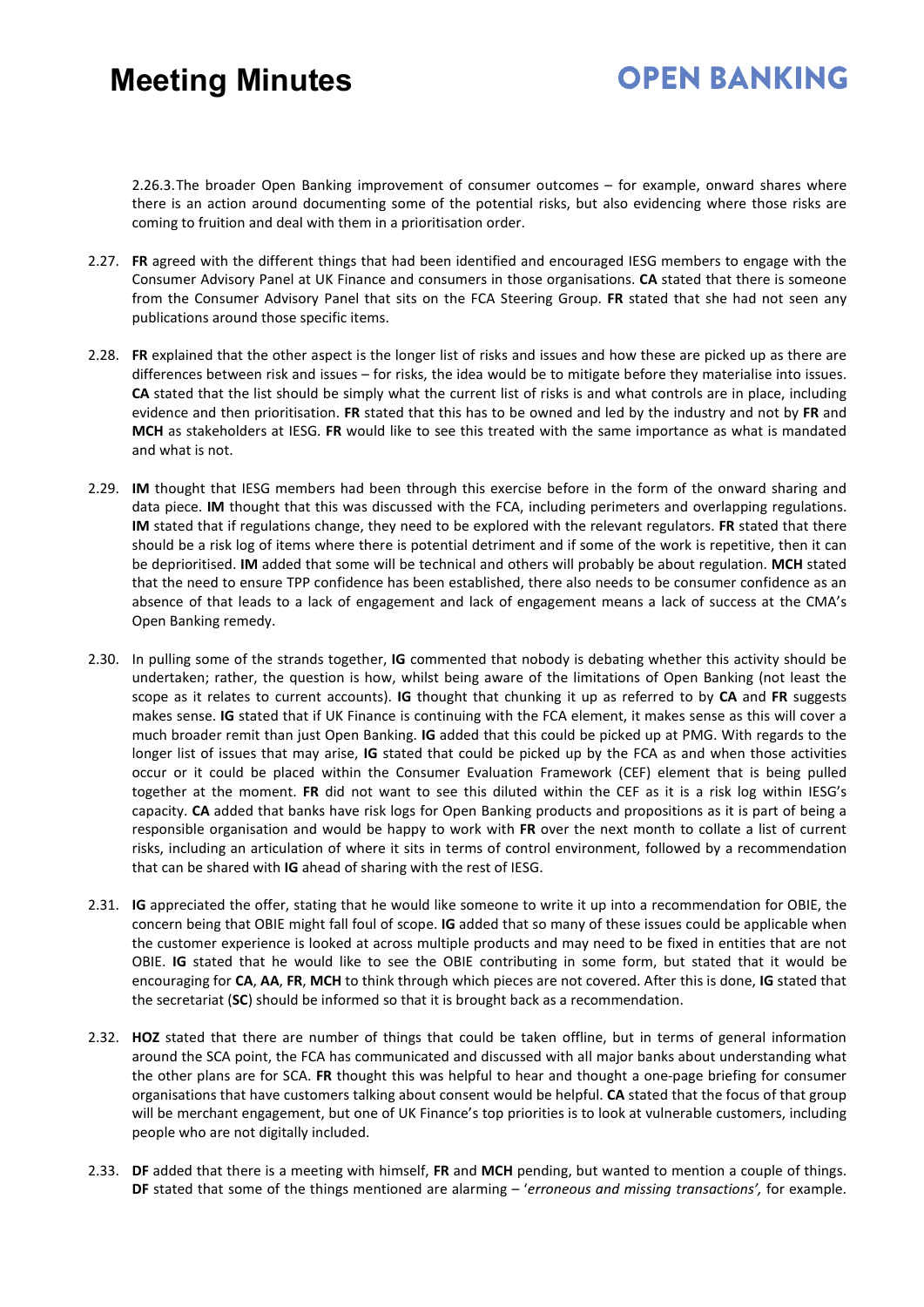2.26.3. The broader Open Banking improvement of consumer outcomes – for example, onward shares where there is an action around documenting some of the potential risks, but also evidencing where those risks are coming to fruition and deal with them in a prioritisation order.

2.27. **FR** agreed with the different things that had been identified and encouraged IESG members to engage with the Consumer Advisory Panel at UK Finance and consumers in those organisations. **CA** stated that there is someone from the Consumer Advisory Panel that sits on the FCA Steering Group. **FR** stated that she had not seen any publications around those specific items.

2.28. **FR** explained that the other aspect is the longer list of risks and issues and how these are picked up as there are differences between risk and issues – for risks, the idea would be to mitigate before they materialise into issues. **CA** stated that the list should be simply what the current list of risks is and what controls are in place, including evidence and then prioritisation. **FR** stated that this has to be owned and led by the industry and not by **FR** and **MCH** as stakeholders at IESG. **FR** would like to see this treated with the same importance as what is mandated and what is not.

2.29. **IM** thought that IESG members had been through this exercise before in the form of the onward sharing and data piece. **IM** thought that this was discussed with the FCA, including perimeters and overlapping regulations. **IM** stated that if regulations change, they need to be explored with the relevant regulators. **FR** stated that there should be a risk log of items where there is potential detriment and if some of the work is repetitive, then it can be deprioritised. **IM** added that some will be technical and others will probably be about regulation. **MCH** stated that the need to ensure TPP confidence has been established, there also needs to be consumer confidence as an absence of that leads to a lack of engagement and lack of engagement means a lack of success at the CMA's Open Banking remedy.

2.30. In pulling some of the strands together, **IG** commented that nobody is debating whether this activity should be undertaken; rather, the question is how, whilst being aware of the limitations of Open Banking (not least the scope as it relates to current accounts). **IG** thought that chunking it up as referred to by **CA** and **FR** suggests makes sense. **IG** stated that if UK Finance is continuing with the FCA element, it makes sense as this will cover a much broader remit than just Open Banking. **IG** added that this could be picked up at PMG. With regards to the longer list of issues that may arise, **IG** stated that could be picked up by the FCA as and when those activities occur or it could be placed within the Consumer Evaluation Framework (CEF) element that is being pulled together at the moment. **FR** did not want to see this diluted within the CEF as it is a risk log within IESG's capacity. **CA** added that banks have risk logs for Open Banking products and propositions as it is part of being a responsible organisation and would be happy to work with **FR** over the next month to collate a list of current risks, including an articulation of where it sits in terms of control environment, followed by a recommendation that can be shared with **IG** ahead of sharing with the rest of IESG.

2.31. **IG** appreciated the offer, stating that he would like someone to write it up into a recommendation for OBIE, the concern being that OBIE might fall foul of scope. **IG** added that so many of these issues could be applicable when the customer experience is looked at across multiple products and may need to be fixed in entities that are not OBIE. **IG** stated that he would like to see the OBIE contributing in some form, but stated that it would be encouraging for **CA**, **AA**, **FR**, **MCH** to think through which pieces are not covered. After this is done, **IG** stated that the secretariat (**SC**) should be informed so that it is brought back as a recommendation.

2.32. **HOZ** stated that there are number of things that could be taken offline, but in terms of general information around the SCA point, the FCA has communicated and discussed with all major banks about understanding what the other plans are for SCA. **FR** thought this was helpful to hear and thought a one-page briefing for consumer organisations that have customers talking about consent would be helpful. **CA** stated that the focus of that group will be merchant engagement, but one of UK Finance's top priorities is to look at vulnerable customers, including people who are not digitally included.

2.33. **DF** added that there is a meeting with himself, **FR** and **MCH** pending, but wanted to mention a couple of things. **DF** stated that some of the things mentioned are alarming – '*erroneous and missing transactions',* for example.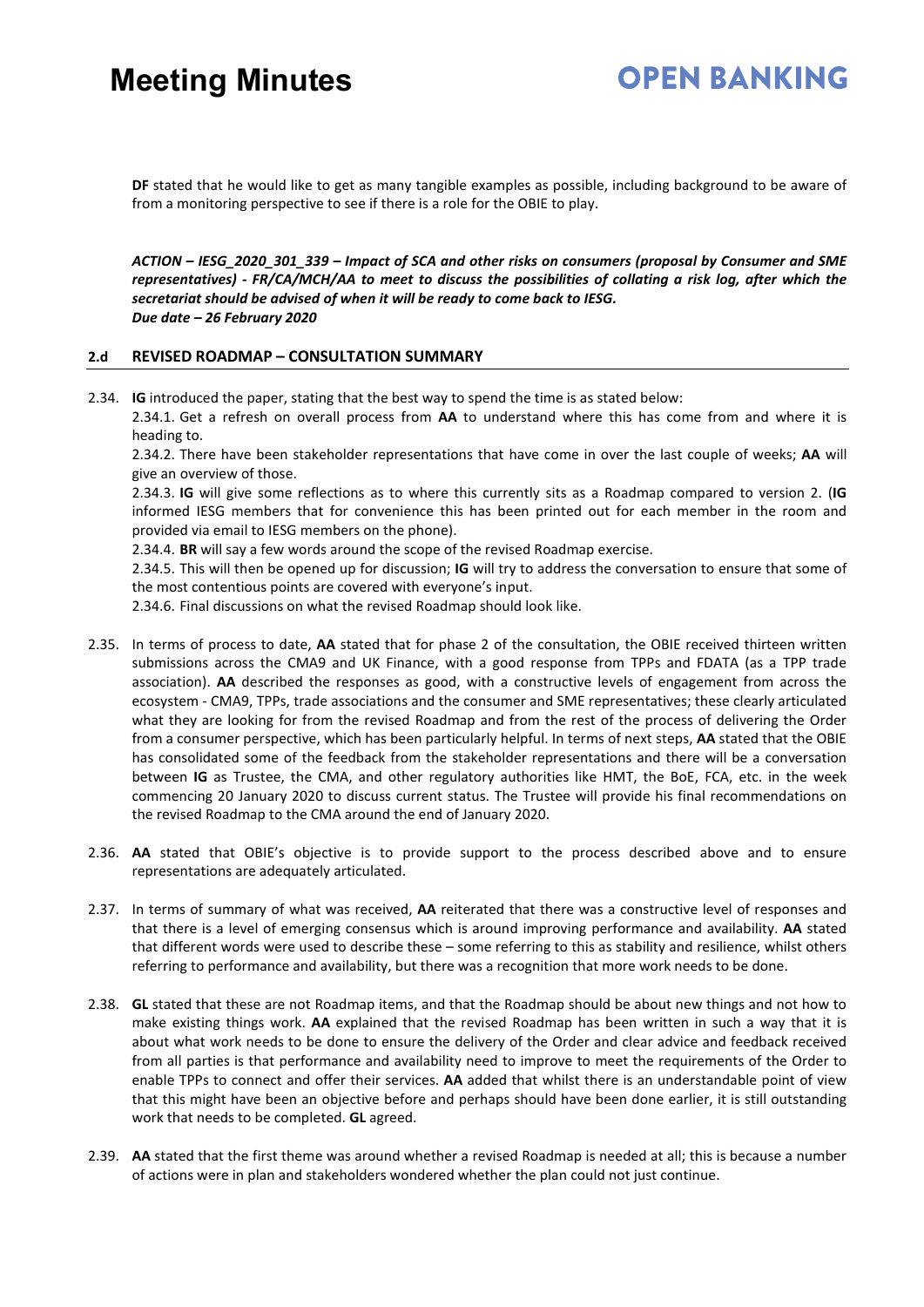**DF** stated that he would like to get as many tangible examples as possible, including background to be aware of from a monitoring perspective to see if there is a role for the OBIE to play.

***ACTION – IESG_2020_301_339 – Impact of SCA and other risks on consumers (proposal by Consumer and SME representatives) - FR/CA/MCH/AA to meet to discuss the possibilities of collating a risk log, after which the secretariat should be advised of when it will be ready to come back to IESG.***
***Due date – 26 February 2020***

### 2.d REVISED ROADMAP – CONSULTATION SUMMARY

2.34. **IG** introduced the paper, stating that the best way to spend the time is as stated below:

2.34.1. Get a refresh on overall process from **AA** to understand where this has come from and where it is heading to.

2.34.2. There have been stakeholder representations that have come in over the last couple of weeks; **AA** will give an overview of those.

2.34.3. **IG** will give some reflections as to where this currently sits as a Roadmap compared to version 2. (**IG** informed IESG members that for convenience this has been printed out for each member in the room and provided via email to IESG members on the phone).

2.34.4. **BR** will say a few words around the scope of the revised Roadmap exercise.

2.34.5. This will then be opened up for discussion; **IG** will try to address the conversation to ensure that some of the most contentious points are covered with everyone's input.

2.34.6. Final discussions on what the revised Roadmap should look like.

2.35. In terms of process to date, **AA** stated that for phase 2 of the consultation, the OBIE received thirteen written submissions across the CMA9 and UK Finance, with a good response from TPPs and FDATA (as a TPP trade association). **AA** described the responses as good, with a constructive levels of engagement from across the ecosystem - CMA9, TPPs, trade associations and the consumer and SME representatives; these clearly articulated what they are looking for from the revised Roadmap and from the rest of the process of delivering the Order from a consumer perspective, which has been particularly helpful. In terms of next steps, **AA** stated that the OBIE has consolidated some of the feedback from the stakeholder representations and there will be a conversation between **IG** as Trustee, the CMA, and other regulatory authorities like HMT, the BoE, FCA, etc. in the week commencing 20 January 2020 to discuss current status. The Trustee will provide his final recommendations on the revised Roadmap to the CMA around the end of January 2020.

2.36. **AA** stated that OBIE's objective is to provide support to the process described above and to ensure representations are adequately articulated.

2.37. In terms of summary of what was received, **AA** reiterated that there was a constructive level of responses and that there is a level of emerging consensus which is around improving performance and availability. **AA** stated that different words were used to describe these – some referring to this as stability and resilience, whilst others referring to performance and availability, but there was a recognition that more work needs to be done.

2.38. **GL** stated that these are not Roadmap items, and that the Roadmap should be about new things and not how to make existing things work. **AA** explained that the revised Roadmap has been written in such a way that it is about what work needs to be done to ensure the delivery of the Order and clear advice and feedback received from all parties is that performance and availability need to improve to meet the requirements of the Order to enable TPPs to connect and offer their services. **AA** added that whilst there is an understandable point of view that this might have been an objective before and perhaps should have been done earlier, it is still outstanding work that needs to be completed. **GL** agreed.

2.39. **AA** stated that the first theme was around whether a revised Roadmap is needed at all; this is because a number of actions were in plan and stakeholders wondered whether the plan could not just continue.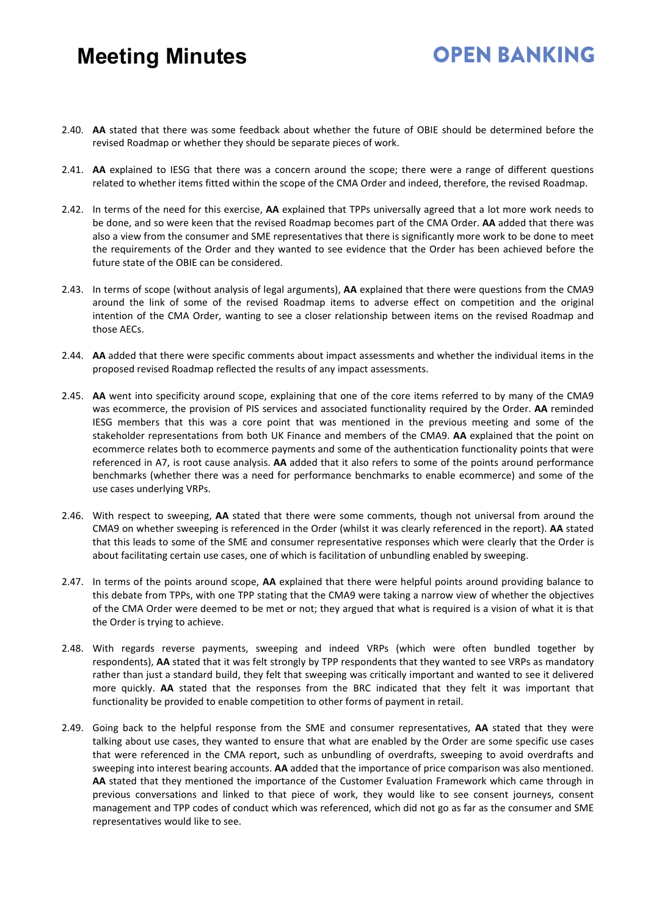2.40. **AA** stated that there was some feedback about whether the future of OBIE should be determined before the revised Roadmap or whether they should be separate pieces of work.

2.41. **AA** explained to IESG that there was a concern around the scope; there were a range of different questions related to whether items fitted within the scope of the CMA Order and indeed, therefore, the revised Roadmap.

2.42. In terms of the need for this exercise, **AA** explained that TPPs universally agreed that a lot more work needs to be done, and so were keen that the revised Roadmap becomes part of the CMA Order. **AA** added that there was also a view from the consumer and SME representatives that there is significantly more work to be done to meet the requirements of the Order and they wanted to see evidence that the Order has been achieved before the future state of the OBIE can be considered.

2.43. In terms of scope (without analysis of legal arguments), **AA** explained that there were questions from the CMA9 around the link of some of the revised Roadmap items to adverse effect on competition and the original intention of the CMA Order, wanting to see a closer relationship between items on the revised Roadmap and those AECs.

2.44. **AA** added that there were specific comments about impact assessments and whether the individual items in the proposed revised Roadmap reflected the results of any impact assessments.

2.45. **AA** went into specificity around scope, explaining that one of the core items referred to by many of the CMA9 was ecommerce, the provision of PIS services and associated functionality required by the Order. **AA** reminded IESG members that this was a core point that was mentioned in the previous meeting and some of the stakeholder representations from both UK Finance and members of the CMA9. **AA** explained that the point on ecommerce relates both to ecommerce payments and some of the authentication functionality points that were referenced in A7, is root cause analysis. **AA** added that it also refers to some of the points around performance benchmarks (whether there was a need for performance benchmarks to enable ecommerce) and some of the use cases underlying VRPs.

2.46. With respect to sweeping, **AA** stated that there were some comments, though not universal from around the CMA9 on whether sweeping is referenced in the Order (whilst it was clearly referenced in the report). **AA** stated that this leads to some of the SME and consumer representative responses which were clearly that the Order is about facilitating certain use cases, one of which is facilitation of unbundling enabled by sweeping.

2.47. In terms of the points around scope, **AA** explained that there were helpful points around providing balance to this debate from TPPs, with one TPP stating that the CMA9 were taking a narrow view of whether the objectives of the CMA Order were deemed to be met or not; they argued that what is required is a vision of what it is that the Order is trying to achieve.

2.48. With regards reverse payments, sweeping and indeed VRPs (which were often bundled together by respondents), **AA** stated that it was felt strongly by TPP respondents that they wanted to see VRPs as mandatory rather than just a standard build, they felt that sweeping was critically important and wanted to see it delivered more quickly. **AA** stated that the responses from the BRC indicated that they felt it was important that functionality be provided to enable competition to other forms of payment in retail.

2.49. Going back to the helpful response from the SME and consumer representatives, **AA** stated that they were talking about use cases, they wanted to ensure that what are enabled by the Order are some specific use cases that were referenced in the CMA report, such as unbundling of overdrafts, sweeping to avoid overdrafts and sweeping into interest bearing accounts. **AA** added that the importance of price comparison was also mentioned. **AA** stated that they mentioned the importance of the Customer Evaluation Framework which came through in previous conversations and linked to that piece of work, they would like to see consent journeys, consent management and TPP codes of conduct which was referenced, which did not go as far as the consumer and SME representatives would like to see.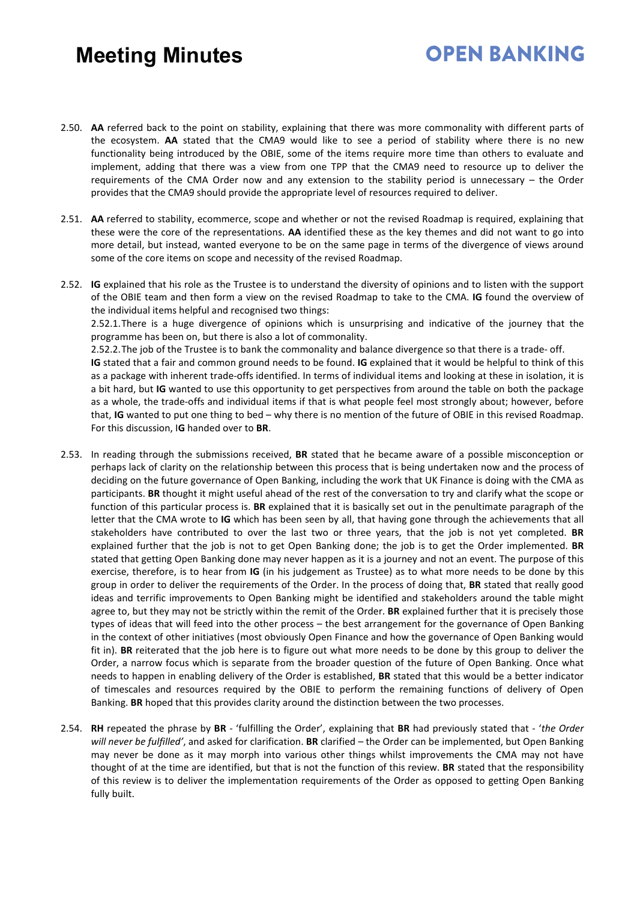2.50. **AA** referred back to the point on stability, explaining that there was more commonality with different parts of the ecosystem. **AA** stated that the CMA9 would like to see a period of stability where there is no new functionality being introduced by the OBIE, some of the items require more time than others to evaluate and implement, adding that there was a view from one TPP that the CMA9 need to resource up to deliver the requirements of the CMA Order now and any extension to the stability period is unnecessary – the Order provides that the CMA9 should provide the appropriate level of resources required to deliver.

2.51. **AA** referred to stability, ecommerce, scope and whether or not the revised Roadmap is required, explaining that these were the core of the representations. **AA** identified these as the key themes and did not want to go into more detail, but instead, wanted everyone to be on the same page in terms of the divergence of views around some of the core items on scope and necessity of the revised Roadmap.

2.52. **IG** explained that his role as the Trustee is to understand the diversity of opinions and to listen with the support of the OBIE team and then form a view on the revised Roadmap to take to the CMA. **IG** found the overview of the individual items helpful and recognised two things:

2.52.1. There is a huge divergence of opinions which is unsurprising and indicative of the journey that the programme has been on, but there is also a lot of commonality.

2.52.2. The job of the Trustee is to bank the commonality and balance divergence so that there is a trade- off.

**IG** stated that a fair and common ground needs to be found. **IG** explained that it would be helpful to think of this as a package with inherent trade-offs identified. In terms of individual items and looking at these in isolation, it is a bit hard, but **IG** wanted to use this opportunity to get perspectives from around the table on both the package as a whole, the trade-offs and individual items if that is what people feel most strongly about; however, before that, **IG** wanted to put one thing to bed – why there is no mention of the future of OBIE in this revised Roadmap. For this discussion, I**G** handed over to **BR**.

2.53. In reading through the submissions received, **BR** stated that he became aware of a possible misconception or perhaps lack of clarity on the relationship between this process that is being undertaken now and the process of deciding on the future governance of Open Banking, including the work that UK Finance is doing with the CMA as participants. **BR** thought it might useful ahead of the rest of the conversation to try and clarify what the scope or function of this particular process is. **BR** explained that it is basically set out in the penultimate paragraph of the letter that the CMA wrote to **IG** which has been seen by all, that having gone through the achievements that all stakeholders have contributed to over the last two or three years, that the job is not yet completed. **BR** explained further that the job is not to get Open Banking done; the job is to get the Order implemented. **BR** stated that getting Open Banking done may never happen as it is a journey and not an event. The purpose of this exercise, therefore, is to hear from **IG** (in his judgement as Trustee) as to what more needs to be done by this group in order to deliver the requirements of the Order. In the process of doing that, **BR** stated that really good ideas and terrific improvements to Open Banking might be identified and stakeholders around the table might agree to, but they may not be strictly within the remit of the Order. **BR** explained further that it is precisely those types of ideas that will feed into the other process – the best arrangement for the governance of Open Banking in the context of other initiatives (most obviously Open Finance and how the governance of Open Banking would fit in). **BR** reiterated that the job here is to figure out what more needs to be done by this group to deliver the Order, a narrow focus which is separate from the broader question of the future of Open Banking. Once what needs to happen in enabling delivery of the Order is established, **BR** stated that this would be a better indicator of timescales and resources required by the OBIE to perform the remaining functions of delivery of Open Banking. **BR** hoped that this provides clarity around the distinction between the two processes.

2.54. **RH** repeated the phrase by **BR** - 'fulfilling the Order', explaining that **BR** had previously stated that - '*the Order will never be fulfilled*', and asked for clarification. **BR** clarified – the Order can be implemented, but Open Banking may never be done as it may morph into various other things whilst improvements the CMA may not have thought of at the time are identified, but that is not the function of this review. **BR** stated that the responsibility of this review is to deliver the implementation requirements of the Order as opposed to getting Open Banking fully built.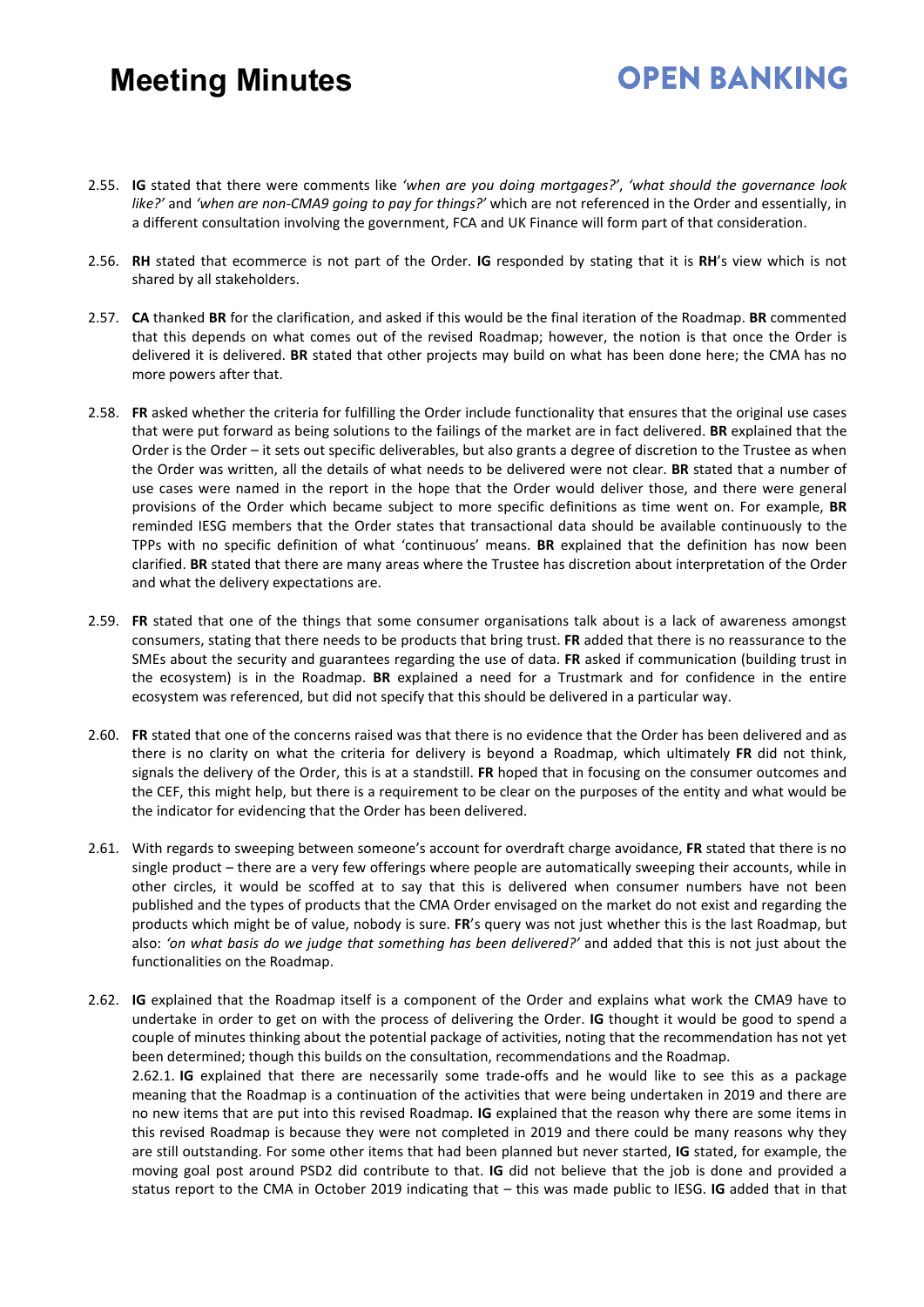2.55. **IG** stated that there were comments like *'when are you doing mortgages?'*, *'what should the governance look like?'* and *'when are non-CMA9 going to pay for things?'* which are not referenced in the Order and essentially, in a different consultation involving the government, FCA and UK Finance will form part of that consideration.

2.56. **RH** stated that ecommerce is not part of the Order. **IG** responded by stating that it is **RH**'s view which is not shared by all stakeholders.

2.57. **CA** thanked **BR** for the clarification, and asked if this would be the final iteration of the Roadmap. **BR** commented that this depends on what comes out of the revised Roadmap; however, the notion is that once the Order is delivered it is delivered. **BR** stated that other projects may build on what has been done here; the CMA has no more powers after that.

2.58. **FR** asked whether the criteria for fulfilling the Order include functionality that ensures that the original use cases that were put forward as being solutions to the failings of the market are in fact delivered. **BR** explained that the Order is the Order – it sets out specific deliverables, but also grants a degree of discretion to the Trustee as when the Order was written, all the details of what needs to be delivered were not clear. **BR** stated that a number of use cases were named in the report in the hope that the Order would deliver those, and there were general provisions of the Order which became subject to more specific definitions as time went on. For example, **BR** reminded IESG members that the Order states that transactional data should be available continuously to the TPPs with no specific definition of what 'continuous' means. **BR** explained that the definition has now been clarified. **BR** stated that there are many areas where the Trustee has discretion about interpretation of the Order and what the delivery expectations are.

2.59. **FR** stated that one of the things that some consumer organisations talk about is a lack of awareness amongst consumers, stating that there needs to be products that bring trust. **FR** added that there is no reassurance to the SMEs about the security and guarantees regarding the use of data. **FR** asked if communication (building trust in the ecosystem) is in the Roadmap. **BR** explained a need for a Trustmark and for confidence in the entire ecosystem was referenced, but did not specify that this should be delivered in a particular way.

2.60. **FR** stated that one of the concerns raised was that there is no evidence that the Order has been delivered and as there is no clarity on what the criteria for delivery is beyond a Roadmap, which ultimately **FR** did not think, signals the delivery of the Order, this is at a standstill. **FR** hoped that in focusing on the consumer outcomes and the CEF, this might help, but there is a requirement to be clear on the purposes of the entity and what would be the indicator for evidencing that the Order has been delivered.

2.61. With regards to sweeping between someone's account for overdraft charge avoidance, **FR** stated that there is no single product – there are a very few offerings where people are automatically sweeping their accounts, while in other circles, it would be scoffed at to say that this is delivered when consumer numbers have not been published and the types of products that the CMA Order envisaged on the market do not exist and regarding the products which might be of value, nobody is sure. **FR**'s query was not just whether this is the last Roadmap, but also: *'on what basis do we judge that something has been delivered?'* and added that this is not just about the functionalities on the Roadmap.

2.62. **IG** explained that the Roadmap itself is a component of the Order and explains what work the CMA9 have to undertake in order to get on with the process of delivering the Order. **IG** thought it would be good to spend a couple of minutes thinking about the potential package of activities, noting that the recommendation has not yet been determined; though this builds on the consultation, recommendations and the Roadmap.

2.62.1. **IG** explained that there are necessarily some trade-offs and he would like to see this as a package meaning that the Roadmap is a continuation of the activities that were being undertaken in 2019 and there are no new items that are put into this revised Roadmap. **IG** explained that the reason why there are some items in this revised Roadmap is because they were not completed in 2019 and there could be many reasons why they are still outstanding. For some other items that had been planned but never started, **IG** stated, for example, the moving goal post around PSD2 did contribute to that. **IG** did not believe that the job is done and provided a status report to the CMA in October 2019 indicating that – this was made public to IESG. **IG** added that in that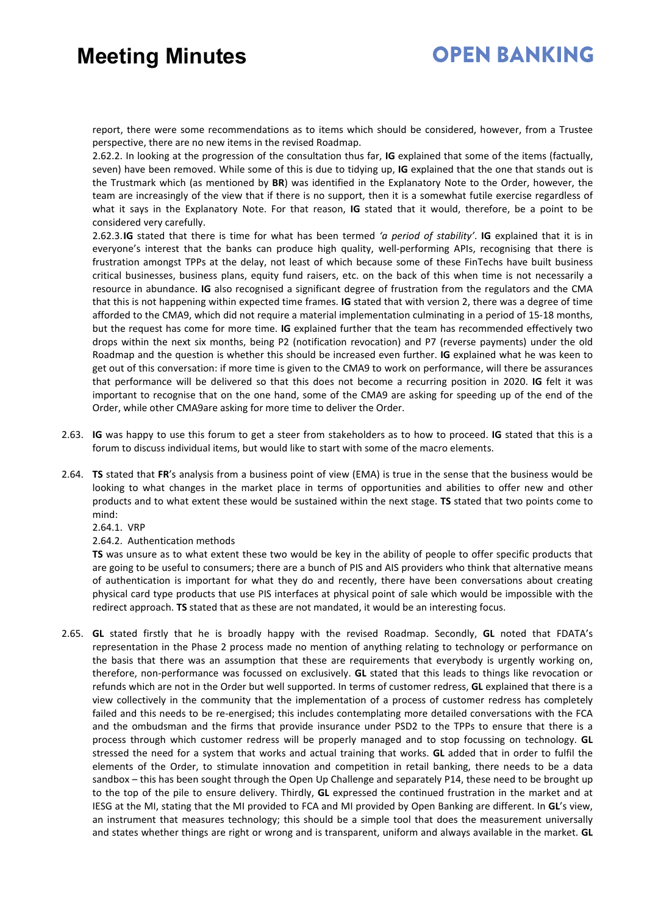report, there were some recommendations as to items which should be considered, however, from a Trustee perspective, there are no new items in the revised Roadmap.

2.62.2. In looking at the progression of the consultation thus far, **IG** explained that some of the items (factually, seven) have been removed. While some of this is due to tidying up, **IG** explained that the one that stands out is the Trustmark which (as mentioned by **BR**) was identified in the Explanatory Note to the Order, however, the team are increasingly of the view that if there is no support, then it is a somewhat futile exercise regardless of what it says in the Explanatory Note. For that reason, **IG** stated that it would, therefore, be a point to be considered very carefully.

2.62.3. **IG** stated that there is time for what has been termed *'a period of stability'*. **IG** explained that it is in everyone's interest that the banks can produce high quality, well-performing APIs, recognising that there is frustration amongst TPPs at the delay, not least of which because some of these FinTechs have built business critical businesses, business plans, equity fund raisers, etc. on the back of this when time is not necessarily a resource in abundance. **IG** also recognised a significant degree of frustration from the regulators and the CMA that this is not happening within expected time frames. **IG** stated that with version 2, there was a degree of time afforded to the CMA9, which did not require a material implementation culminating in a period of 15-18 months, but the request has come for more time. **IG** explained further that the team has recommended effectively two drops within the next six months, being P2 (notification revocation) and P7 (reverse payments) under the old Roadmap and the question is whether this should be increased even further. **IG** explained what he was keen to get out of this conversation: if more time is given to the CMA9 to work on performance, will there be assurances that performance will be delivered so that this does not become a recurring position in 2020. **IG** felt it was important to recognise that on the one hand, some of the CMA9 are asking for speeding up of the end of the Order, while other CMA9are asking for more time to deliver the Order.

2.63. **IG** was happy to use this forum to get a steer from stakeholders as to how to proceed. **IG** stated that this is a forum to discuss individual items, but would like to start with some of the macro elements.

2.64. **TS** stated that **FR**'s analysis from a business point of view (EMA) is true in the sense that the business would be looking to what changes in the market place in terms of opportunities and abilities to offer new and other products and to what extent these would be sustained within the next stage. **TS** stated that two points come to mind:

2.64.1. VRP

2.64.2. Authentication methods

**TS** was unsure as to what extent these two would be key in the ability of people to offer specific products that are going to be useful to consumers; there are a bunch of PIS and AIS providers who think that alternative means of authentication is important for what they do and recently, there have been conversations about creating physical card type products that use PIS interfaces at physical point of sale which would be impossible with the redirect approach. **TS** stated that as these are not mandated, it would be an interesting focus.

2.65. **GL** stated firstly that he is broadly happy with the revised Roadmap. Secondly, **GL** noted that FDATA's representation in the Phase 2 process made no mention of anything relating to technology or performance on the basis that there was an assumption that these are requirements that everybody is urgently working on, therefore, non-performance was focussed on exclusively. **GL** stated that this leads to things like revocation or refunds which are not in the Order but well supported. In terms of customer redress, **GL** explained that there is a view collectively in the community that the implementation of a process of customer redress has completely failed and this needs to be re-energised; this includes contemplating more detailed conversations with the FCA and the ombudsman and the firms that provide insurance under PSD2 to the TPPs to ensure that there is a process through which customer redress will be properly managed and to stop focussing on technology. **GL** stressed the need for a system that works and actual training that works. **GL** added that in order to fulfil the elements of the Order, to stimulate innovation and competition in retail banking, there needs to be a data sandbox – this has been sought through the Open Up Challenge and separately P14, these need to be brought up to the top of the pile to ensure delivery. Thirdly, **GL** expressed the continued frustration in the market and at IESG at the MI, stating that the MI provided to FCA and MI provided by Open Banking are different. In **GL**'s view, an instrument that measures technology; this should be a simple tool that does the measurement universally and states whether things are right or wrong and is transparent, uniform and always available in the market. **GL**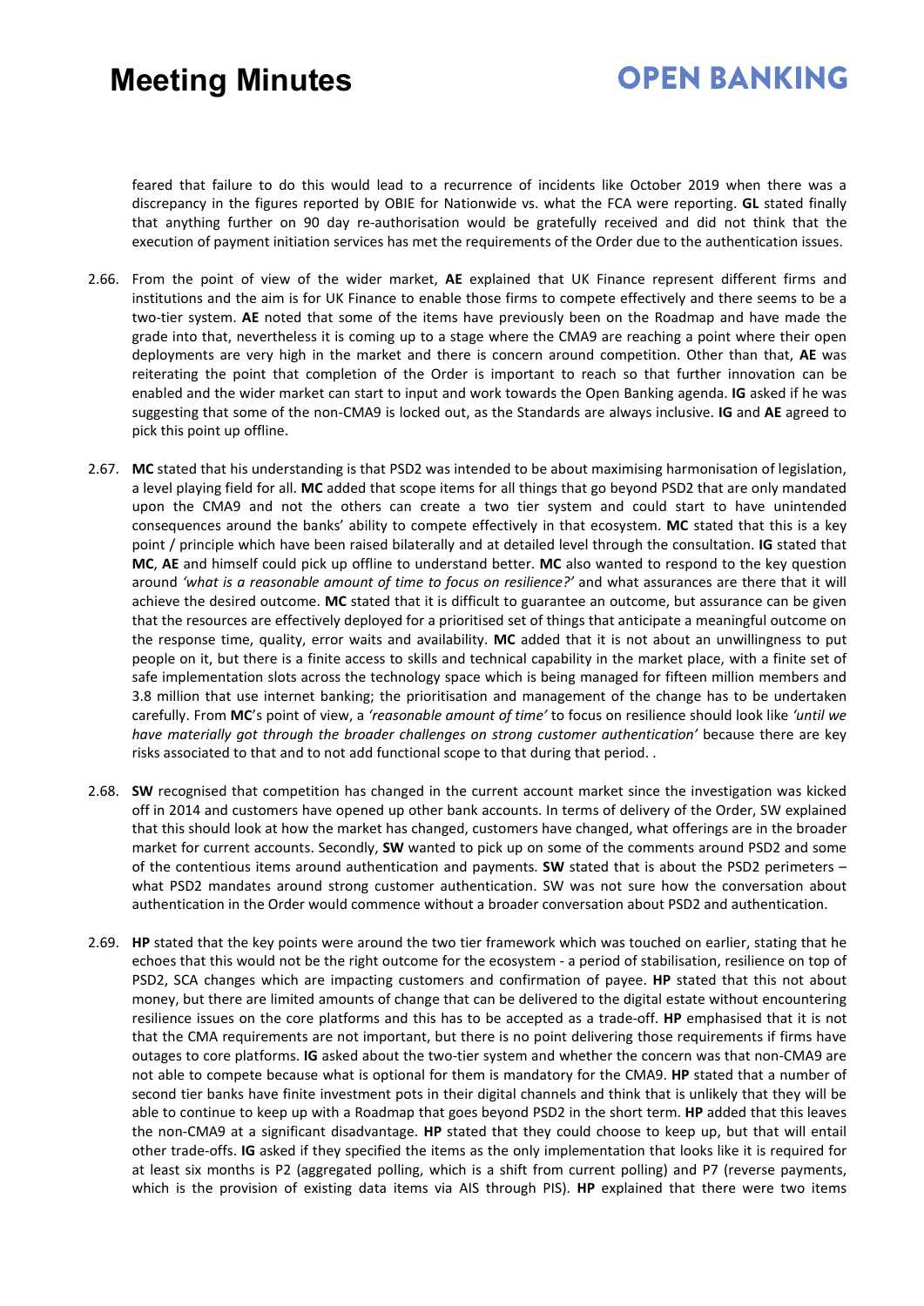feared that failure to do this would lead to a recurrence of incidents like October 2019 when there was a discrepancy in the figures reported by OBIE for Nationwide vs. what the FCA were reporting. **GL** stated finally that anything further on 90 day re-authorisation would be gratefully received and did not think that the execution of payment initiation services has met the requirements of the Order due to the authentication issues.

2.66. From the point of view of the wider market, **AE** explained that UK Finance represent different firms and institutions and the aim is for UK Finance to enable those firms to compete effectively and there seems to be a two-tier system. **AE** noted that some of the items have previously been on the Roadmap and have made the grade into that, nevertheless it is coming up to a stage where the CMA9 are reaching a point where their open deployments are very high in the market and there is concern around competition. Other than that, **AE** was reiterating the point that completion of the Order is important to reach so that further innovation can be enabled and the wider market can start to input and work towards the Open Banking agenda. **IG** asked if he was suggesting that some of the non-CMA9 is locked out, as the Standards are always inclusive. **IG** and **AE** agreed to pick this point up offline.

2.67. **MC** stated that his understanding is that PSD2 was intended to be about maximising harmonisation of legislation, a level playing field for all. **MC** added that scope items for all things that go beyond PSD2 that are only mandated upon the CMA9 and not the others can create a two tier system and could start to have unintended consequences around the banks' ability to compete effectively in that ecosystem. **MC** stated that this is a key point / principle which have been raised bilaterally and at detailed level through the consultation. **IG** stated that **MC**, **AE** and himself could pick up offline to understand better. **MC** also wanted to respond to the key question around *'what is a reasonable amount of time to focus on resilience?'* and what assurances are there that it will achieve the desired outcome. **MC** stated that it is difficult to guarantee an outcome, but assurance can be given that the resources are effectively deployed for a prioritised set of things that anticipate a meaningful outcome on the response time, quality, error waits and availability. **MC** added that it is not about an unwillingness to put people on it, but there is a finite access to skills and technical capability in the market place, with a finite set of safe implementation slots across the technology space which is being managed for fifteen million members and 3.8 million that use internet banking; the prioritisation and management of the change has to be undertaken carefully. From **MC**'s point of view, a *'reasonable amount of time'* to focus on resilience should look like *'until we have materially got through the broader challenges on strong customer authentication'* because there are key risks associated to that and to not add functional scope to that during that period. .

2.68. **SW** recognised that competition has changed in the current account market since the investigation was kicked off in 2014 and customers have opened up other bank accounts. In terms of delivery of the Order, SW explained that this should look at how the market has changed, customers have changed, what offerings are in the broader market for current accounts. Secondly, **SW** wanted to pick up on some of the comments around PSD2 and some of the contentious items around authentication and payments. **SW** stated that is about the PSD2 perimeters – what PSD2 mandates around strong customer authentication. SW was not sure how the conversation about authentication in the Order would commence without a broader conversation about PSD2 and authentication.

2.69. **HP** stated that the key points were around the two tier framework which was touched on earlier, stating that he echoes that this would not be the right outcome for the ecosystem - a period of stabilisation, resilience on top of PSD2, SCA changes which are impacting customers and confirmation of payee. **HP** stated that this not about money, but there are limited amounts of change that can be delivered to the digital estate without encountering resilience issues on the core platforms and this has to be accepted as a trade-off. **HP** emphasised that it is not that the CMA requirements are not important, but there is no point delivering those requirements if firms have outages to core platforms. **IG** asked about the two-tier system and whether the concern was that non-CMA9 are not able to compete because what is optional for them is mandatory for the CMA9. **HP** stated that a number of second tier banks have finite investment pots in their digital channels and think that is unlikely that they will be able to continue to keep up with a Roadmap that goes beyond PSD2 in the short term. **HP** added that this leaves the non-CMA9 at a significant disadvantage. **HP** stated that they could choose to keep up, but that will entail other trade-offs. **IG** asked if they specified the items as the only implementation that looks like it is required for at least six months is P2 (aggregated polling, which is a shift from current polling) and P7 (reverse payments, which is the provision of existing data items via AIS through PIS). **HP** explained that there were two items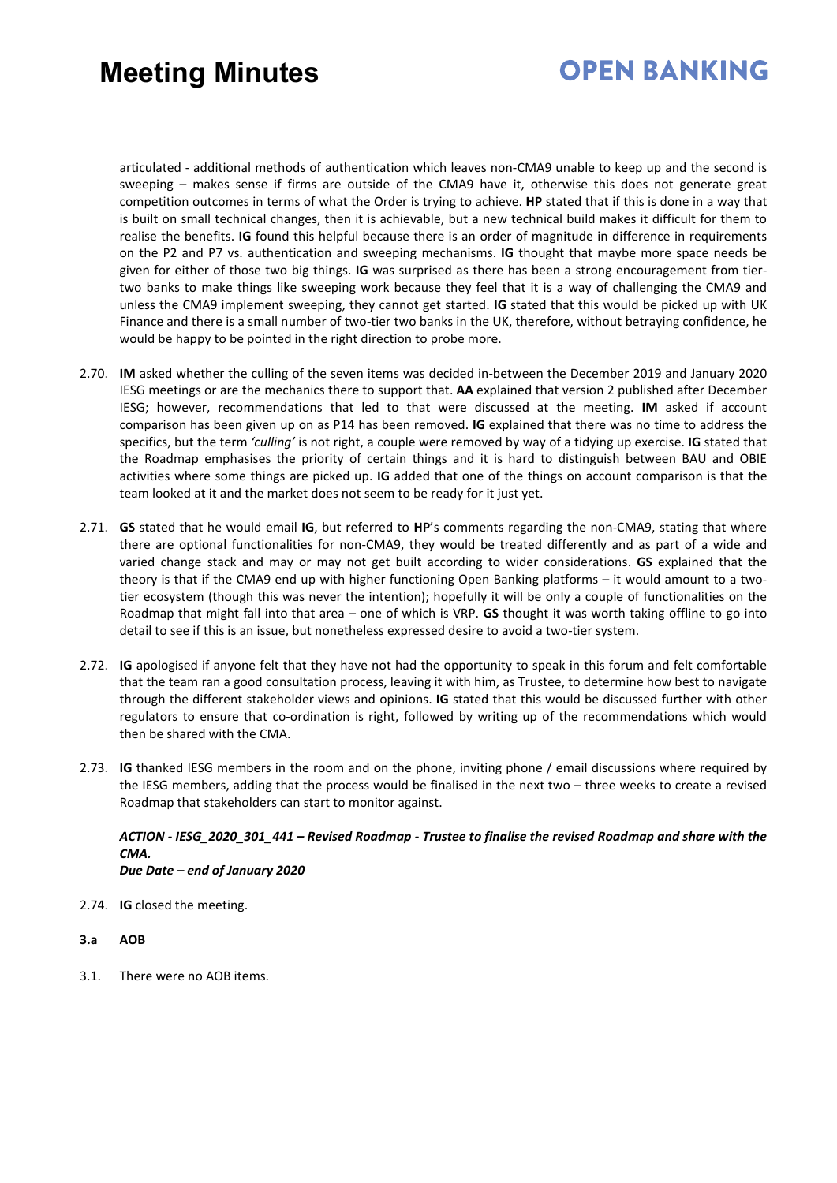articulated - additional methods of authentication which leaves non-CMA9 unable to keep up and the second is sweeping – makes sense if firms are outside of the CMA9 have it, otherwise this does not generate great competition outcomes in terms of what the Order is trying to achieve. **HP** stated that if this is done in a way that is built on small technical changes, then it is achievable, but a new technical build makes it difficult for them to realise the benefits. **IG** found this helpful because there is an order of magnitude in difference in requirements on the P2 and P7 vs. authentication and sweeping mechanisms. **IG** thought that maybe more space needs be given for either of those two big things. **IG** was surprised as there has been a strong encouragement from tier-two banks to make things like sweeping work because they feel that it is a way of challenging the CMA9 and unless the CMA9 implement sweeping, they cannot get started. **IG** stated that this would be picked up with UK Finance and there is a small number of two-tier two banks in the UK, therefore, without betraying confidence, he would be happy to be pointed in the right direction to probe more.

2.70. **IM** asked whether the culling of the seven items was decided in-between the December 2019 and January 2020 IESG meetings or are the mechanics there to support that. **AA** explained that version 2 published after December IESG; however, recommendations that led to that were discussed at the meeting. **IM** asked if account comparison has been given up on as P14 has been removed. **IG** explained that there was no time to address the specifics, but the term *'culling'* is not right, a couple were removed by way of a tidying up exercise. **IG** stated that the Roadmap emphasises the priority of certain things and it is hard to distinguish between BAU and OBIE activities where some things are picked up. **IG** added that one of the things on account comparison is that the team looked at it and the market does not seem to be ready for it just yet.

2.71. **GS** stated that he would email **IG**, but referred to **HP**'s comments regarding the non-CMA9, stating that where there are optional functionalities for non-CMA9, they would be treated differently and as part of a wide and varied change stack and may or may not get built according to wider considerations. **GS** explained that the theory is that if the CMA9 end up with higher functioning Open Banking platforms – it would amount to a two-tier ecosystem (though this was never the intention); hopefully it will be only a couple of functionalities on the Roadmap that might fall into that area – one of which is VRP. **GS** thought it was worth taking offline to go into detail to see if this is an issue, but nonetheless expressed desire to avoid a two-tier system.

2.72. **IG** apologised if anyone felt that they have not had the opportunity to speak in this forum and felt comfortable that the team ran a good consultation process, leaving it with him, as Trustee, to determine how best to navigate through the different stakeholder views and opinions. **IG** stated that this would be discussed further with other regulators to ensure that co-ordination is right, followed by writing up of the recommendations which would then be shared with the CMA.

2.73. **IG** thanked IESG members in the room and on the phone, inviting phone / email discussions where required by the IESG members, adding that the process would be finalised in the next two – three weeks to create a revised Roadmap that stakeholders can start to monitor against.

***ACTION - IESG_2020_301_441 – Revised Roadmap - Trustee to finalise the revised Roadmap and share with the CMA.***
***Due Date – end of January 2020***

2.74. **IG** closed the meeting.

**3.a AOB**

3.1. There were no AOB items.